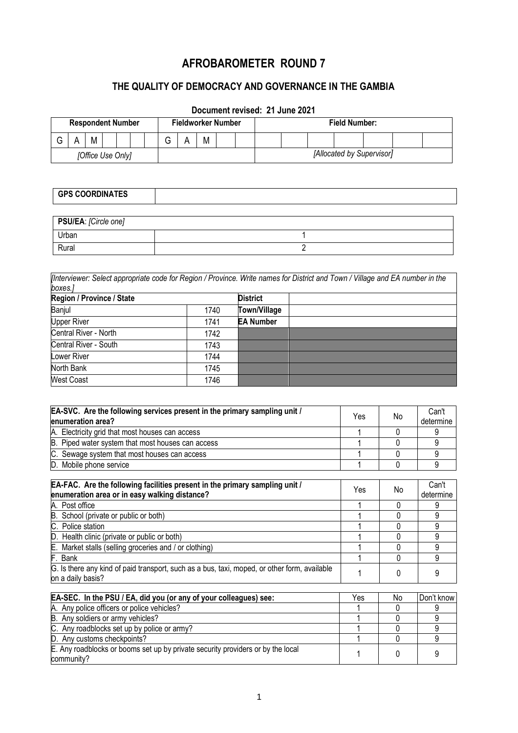# AFROBAROMETER ROUND 7

## THE QUALITY OF DEMOCRACY AND GOVERNANCE IN THE GAMBIA

**Document revised: 21 June 2021**

| Respondent Number | | | | | | | Fieldworker Number | | | | | Field Number: | | | | | | | |
|---|---|---|---|---|---|---|---|---|---|---|---|---|---|---|---|---|---|---|---|
| G | A | M | | | | | G | A | M | | | | | | | | | | |
| *[Office Use Only]* | | | | | | | | | | | | *[Allocated by Supervisor]* | | | | | | | |

| GPS COORDINATES | |
|---|---|

| PSU/EA: *[Circle one]* | |
|---|---|
| Urban | 1 |
| Rural | 2 |

*[Interviewer: Select appropriate code for Region / Province. Write names for District and Town / Village and EA number in the boxes.]*

| Region / Province / State | | District | |
|---|---|---|---|
| Banjul | 1740 | Town/Village | |
| Upper River | 1741 | EA Number | |
| Central River - North | 1742 | | |
| Central River - South | 1743 | | |
| Lower River | 1744 | | |
| North Bank | 1745 | | |
| West Coast | 1746 | | |

| EA-SVC. Are the following services present in the primary sampling unit / enumeration area? | Yes | No | Can't determine |
|---|---|---|---|
| A. Electricity grid that most houses can access | 1 | 0 | 9 |
| B. Piped water system that most houses can access | 1 | 0 | 9 |
| C. Sewage system that most houses can access | 1 | 0 | 9 |
| D. Mobile phone service | 1 | 0 | 9 |

| EA-FAC. Are the following facilities present in the primary sampling unit / enumeration area or in easy walking distance? | Yes | No | Can't determine |
|---|---|---|---|
| A. Post office | 1 | 0 | 9 |
| B. School (private or public or both) | 1 | 0 | 9 |
| C. Police station | 1 | 0 | 9 |
| D. Health clinic (private or public or both) | 1 | 0 | 9 |
| E. Market stalls (selling groceries and / or clothing) | 1 | 0 | 9 |
| F. Bank | 1 | 0 | 9 |
| G. Is there any kind of paid transport, such as a bus, taxi, moped, or other form, available on a daily basis? | 1 | 0 | 9 |

| EA-SEC. In the PSU / EA, did you (or any of your colleagues) see: | Yes | No | Don't know |
|---|---|---|---|
| A. Any police officers or police vehicles? | 1 | 0 | 9 |
| B. Any soldiers or army vehicles? | 1 | 0 | 9 |
| C. Any roadblocks set up by police or army? | 1 | 0 | 9 |
| D. Any customs checkpoints? | 1 | 0 | 9 |
| E. Any roadblocks or booms set up by private security providers or by the local community? | 1 | 0 | 9 |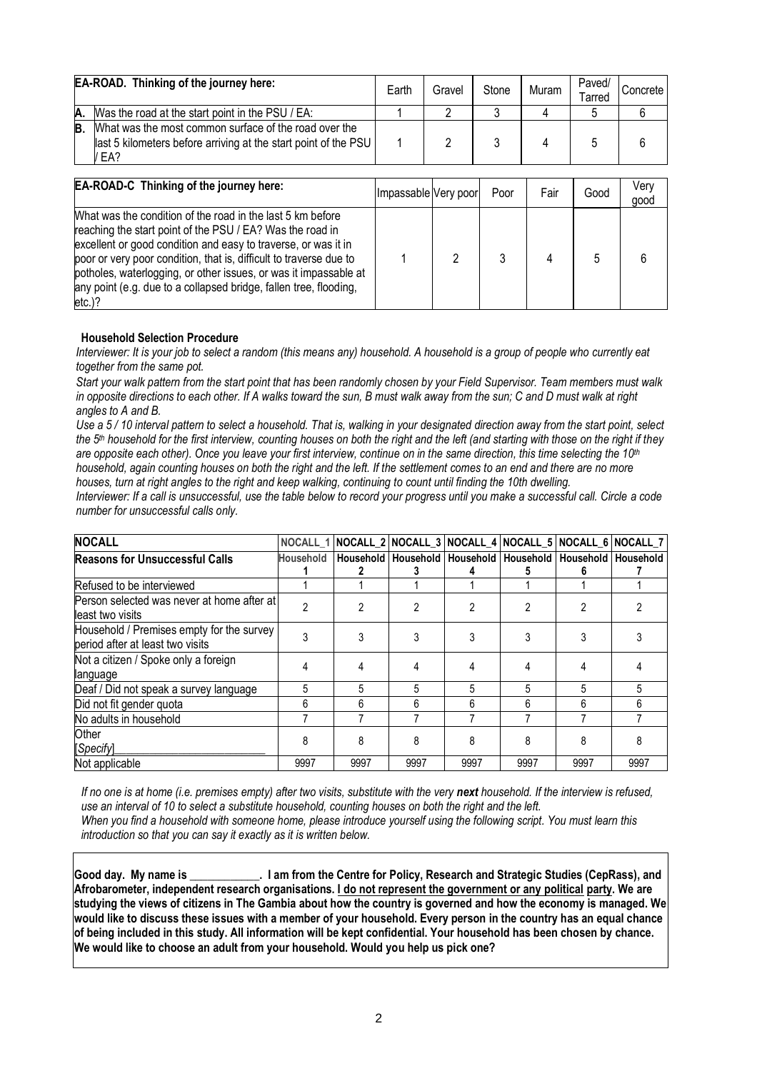| **EA-ROAD. Thinking of the journey here:** | Earth | Gravel | Stone | Muram | Paved/ Tarred | Concrete |
|---|---|---|---|---|---|---|
| **A.** Was the road at the start point in the PSU / EA: | 1 | 2 | 3 | 4 | 5 | 6 |
| **B.** What was the most common surface of the road over the last 5 kilometers before arriving at the start point of the PSU / EA? | 1 | 2 | 3 | 4 | 5 | 6 |

| **EA-ROAD-C Thinking of the journey here:** | Impassable | Very poor | Poor | Fair | Good | Very good |
|---|---|---|---|---|---|---|
| What was the condition of the road in the last 5 km before reaching the start point of the PSU / EA? Was the road in excellent or good condition and easy to traverse, or was it in poor or very poor condition, that is, difficult to traverse due to potholes, waterlogging, or other issues, or was it impassable at any point (e.g. due to a collapsed bridge, fallen tree, flooding, etc.)? | 1 | 2 | 3 | 4 | 5 | 6 |

**Household Selection Procedure**

*Interviewer: It is your job to select a random (this means any) household. A household is a group of people who currently eat together from the same pot.*

*Start your walk pattern from the start point that has been randomly chosen by your Field Supervisor. Team members must walk in opposite directions to each other. If A walks toward the sun, B must walk away from the sun; C and D must walk at right angles to A and B.*

*Use a 5 / 10 interval pattern to select a household. That is, walking in your designated direction away from the start point, select the 5th household for the first interview, counting houses on both the right and the left (and starting with those on the right if they are opposite each other). Once you leave your first interview, continue on in the same direction, this time selecting the 10th household, again counting houses on both the right and the left. If the settlement comes to an end and there are no more houses, turn at right angles to the right and keep walking, continuing to count until finding the 10th dwelling.*

*Interviewer: If a call is unsuccessful, use the table below to record your progress until you make a successful call. Circle a code number for unsuccessful calls only.*

| **NOCALL** | **NOCALL_1** | **NOCALL_2** | **NOCALL_3** | **NOCALL_4** | **NOCALL_5** | **NOCALL_6** | **NOCALL_7** |
|---|---|---|---|---|---|---|---|
| **Reasons for Unsuccessful Calls** | **Household 1** | **Household 2** | **Household 3** | **Household 4** | **Household 5** | **Household 6** | **Household 7** |
| Refused to be interviewed | 1 | 1 | 1 | 1 | 1 | 1 | 1 |
| Person selected was never at home after at least two visits | 2 | 2 | 2 | 2 | 2 | 2 | 2 |
| Household / Premises empty for the survey period after at least two visits | 3 | 3 | 3 | 3 | 3 | 3 | 3 |
| Not a citizen / Spoke only a foreign language | 4 | 4 | 4 | 4 | 4 | 4 | 4 |
| Deaf / Did not speak a survey language | 5 | 5 | 5 | 5 | 5 | 5 | 5 |
| Did not fit gender quota | 6 | 6 | 6 | 6 | 6 | 6 | 6 |
| No adults in household | 7 | 7 | 7 | 7 | 7 | 7 | 7 |
| Other [*Specify*]___________________________ | 8 | 8 | 8 | 8 | 8 | 8 | 8 |
| Not applicable | 9997 | 9997 | 9997 | 9997 | 9997 | 9997 | 9997 |

*If no one is at home (i.e. premises empty) after two visits, substitute with the very* ***next*** *household. If the interview is refused, use an interval of 10 to select a substitute household, counting houses on both the right and the left.*

*When you find a household with someone home, please introduce yourself using the following script. You must learn this introduction so that you can say it exactly as it is written below.*

**Good day. My name is \_\_\_\_\_\_\_\_\_\_\_\_. I am from the Centre for Policy, Research and Strategic Studies (CepRass), and Afrobarometer, independent research organisations. <u>I do not represent the government or any political party</u>. We are studying the views of citizens in The Gambia about how the country is governed and how the economy is managed. We would like to discuss these issues with a member of your household. Every person in the country has an equal chance of being included in this study. All information will be kept confidential. Your household has been chosen by chance. We would like to choose an adult from your household. Would you help us pick one?**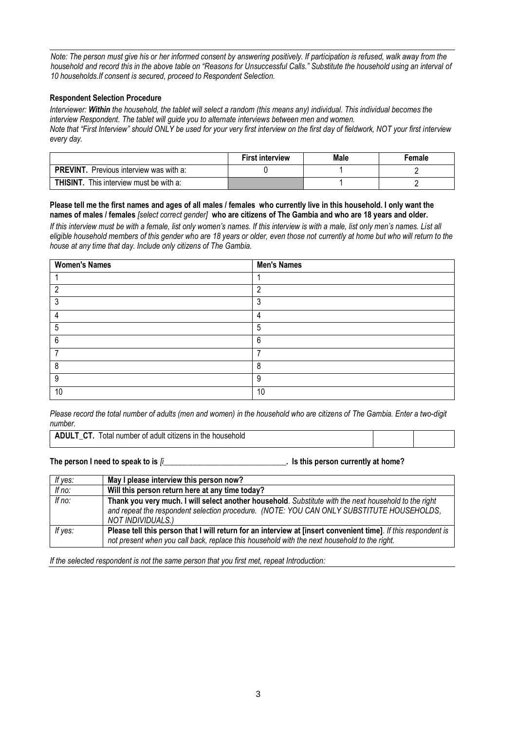*Note: The person must give his or her informed consent by answering positively. If participation is refused, walk away from the household and record this in the above table on "Reasons for Unsuccessful Calls." Substitute the household using an interval of 10 households.If consent is secured, proceed to Respondent Selection.*

**Respondent Selection Procedure**

*Interviewer: **Within** the household, the tablet will select a random (this means any) individual. This individual becomes the interview Respondent. The tablet will guide you to alternate interviews between men and women.*
*Note that "First Interview" should ONLY be used for your very first interview on the first day of fieldwork, NOT your first interview every day.*

| | First interview | Male | Female |
|---|---|---|---|
| **PREVINT.** Previous interview was with a: | 0 | 1 | 2 |
| **THISINT.** This interview must be with a: | | 1 | 2 |

**Please tell me the first names and ages of all males / females who currently live in this household. I only want the names of males / females** *[select correct gender]* **who are citizens of The Gambia and who are 18 years and older.**
*If this interview must be with a female, list only women's names. If this interview is with a male, list only men's names. List all eligible household members of this gender who are 18 years or older, even those not currently at home but who will return to the house at any time that day. Include only citizens of The Gambia.*

| Women's Names | Men's Names |
|---|---|
| 1 | 1 |
| 2 | 2 |
| 3 | 3 |
| 4 | 4 |
| 5 | 5 |
| 6 | 6 |
| 7 | 7 |
| 8 | 8 |
| 9 | 9 |
| 10 | 10 |

*Please record the total number of adults (men and women) in the household who are citizens of The Gambia. Enter a two-digit number.*

| **ADULT_CT.** Total number of adult citizens in the household | | |
|---|---|---|

**The person I need to speak to is** *[i*_______________________________**. Is this person currently at home?**

| | |
|---|---|
| *If yes:* | **May I please interview this person now?** |
| *If no:* | **Will this person return here at any time today?** |
| *If no:* | **Thank you very much. I will select another household**. *Substitute with the next household to the right and repeat the respondent selection procedure. (NOTE: YOU CAN ONLY SUBSTITUTE HOUSEHOLDS, NOT INDIVIDUALS.)* |
| *If yes:* | **Please tell this person that I will return for an interview at [insert convenient time]**. *If this respondent is not present when you call back, replace this household with the next household to the right.* |

*If the selected respondent is not the same person that you first met, repeat Introduction:*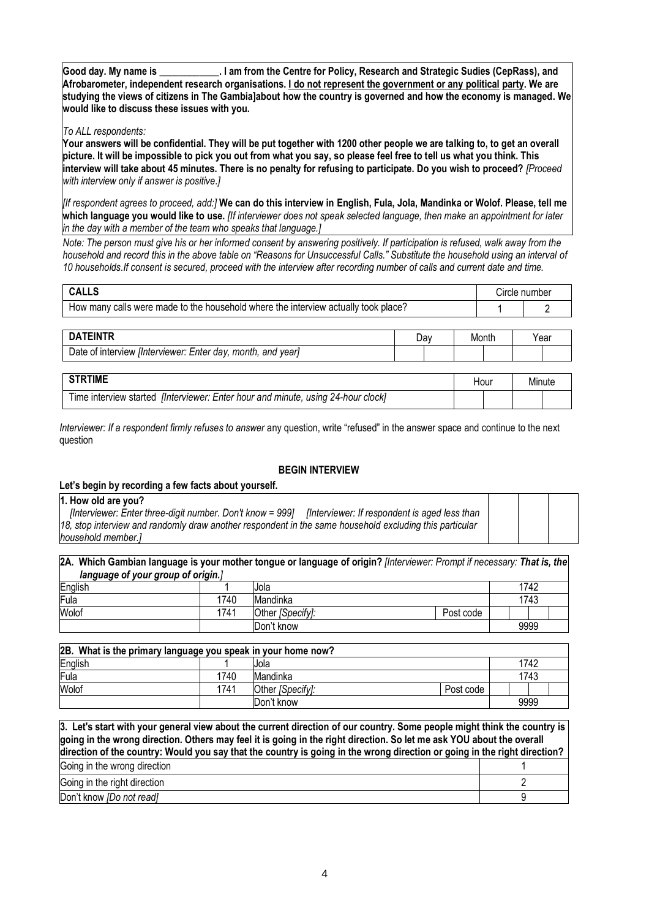**Good day. My name is \_\_\_\_\_\_\_\_\_\_\_\_. I am from the Centre for Policy, Research and Strategic Sudies (CepRass), and Afrobarometer, independent research organisations. I do not represent the government or any political party. We are studying the views of citizens in The Gambia]about how the country is governed and how the economy is managed. We would like to discuss these issues with you.**

*To ALL respondents:*

**Your answers will be confidential. They will be put together with 1200 other people we are talking to, to get an overall picture. It will be impossible to pick you out from what you say, so please feel free to tell us what you think. This interview will take about 45 minutes. There is no penalty for refusing to participate. Do you wish to proceed?** *[Proceed with interview only if answer is positive.]*

*[If respondent agrees to proceed, add:]* **We can do this interview in English, Fula, Jola, Mandinka or Wolof. Please, tell me which language you would like to use.** *[If interviewer does not speak selected language, then make an appointment for later in the day with a member of the team who speaks that language.]*

*Note: The person must give his or her informed consent by answering positively. If participation is refused, walk away from the household and record this in the above table on "Reasons for Unsuccessful Calls." Substitute the household using an interval of 10 households.If consent is secured, proceed with the interview after recording number of calls and current date and time.*

| **CALLS** | Circle number | |
|---|---|---|
| How many calls were made to the household where the interview actually took place? | 1 | 2 |

| **DATEINTR** | Day | | Month | | Year | |
|---|---|---|---|---|---|---|
| Date of interview *[Interviewer: Enter day, month, and year]* | | | | | | |

| **STRTIME** | Hour | | Minute | |
|---|---|---|---|---|
| Time interview started *[Interviewer: Enter hour and minute, using 24-hour clock]* | | | | |

*Interviewer: If a respondent firmly refuses to answer* any question, write "refused" in the answer space and continue to the next question

**BEGIN INTERVIEW**

**Let's begin by recording a few facts about yourself.**

| **1. How old are you?** *[Interviewer: Enter three-digit number. Don't know = 999] [Interviewer: If respondent is aged less than 18, stop interview and randomly draw another respondent in the same household excluding this particular household member.]* | | | |
|---|---|---|---|

**2A. Which Gambian language is your mother tongue or language of origin?** *[Interviewer: Prompt if necessary: **That is, the language of your group of origin.**]*

| English | 1 | Jola | | 1742 |
|---|---|---|---|---|
| Fula | 1740 | Mandinka | | 1743 |
| Wolof | 1741 | Other *[Specify]:* | Post code | |
| | | Don't know | | 9999 |

**2B. What is the primary language you speak in your home now?**

| English | 1 | Jola | | 1742 |
|---|---|---|---|---|
| Fula | 1740 | Mandinka | | 1743 |
| Wolof | 1741 | Other *[Specify]:* | Post code | |
| | | Don't know | | 9999 |

**3. Let's start with your general view about the current direction of our country. Some people might think the country is going in the wrong direction. Others may feel it is going in the right direction. So let me ask YOU about the overall direction of the country: Would you say that the country is going in the wrong direction or going in the right direction?**

| Response | Code |
|---|---|
| Going in the wrong direction | 1 |
| Going in the right direction | 2 |
| Don't know *[Do not read]* | 9 |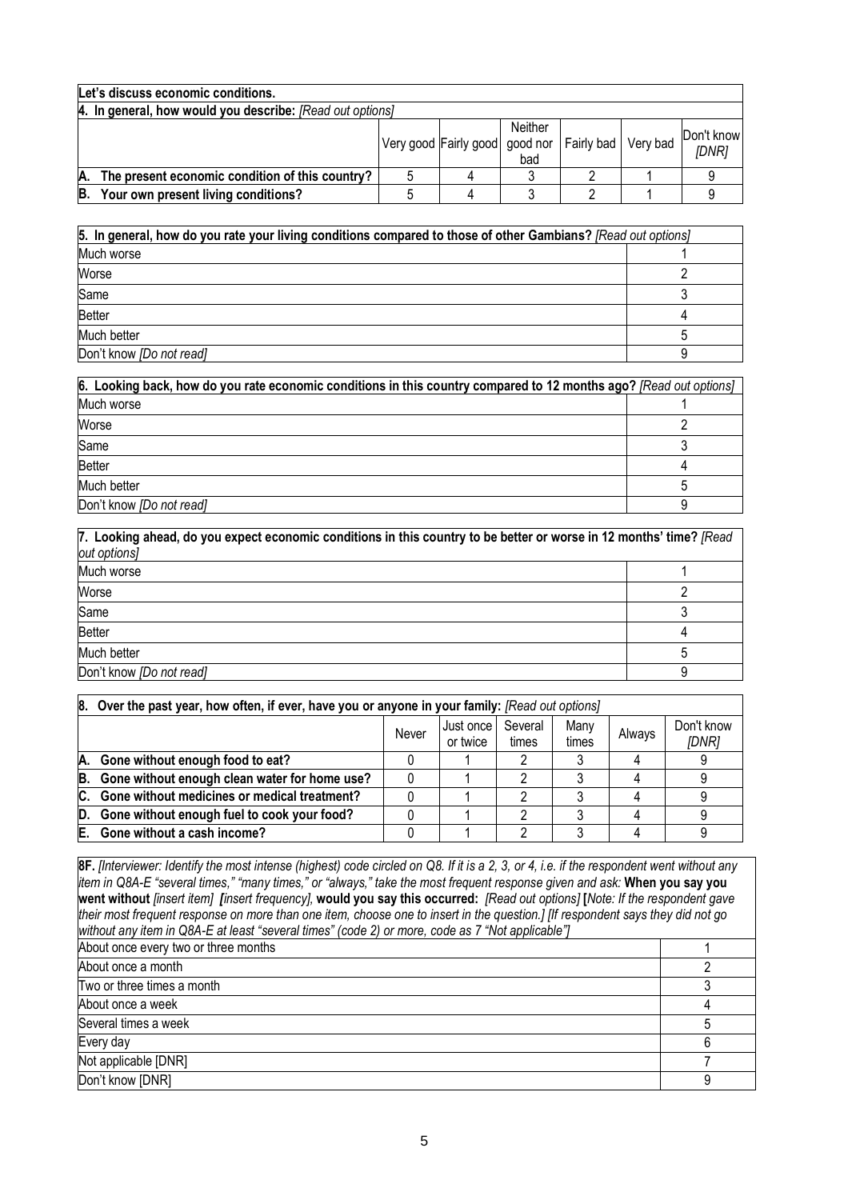**Let's discuss economic conditions.**

**4. In general, how would you describe:** *[Read out options]*

| | Very good | Fairly good | Neither good nor bad | Fairly bad | Very bad | Don't know *[DNR]* |
|---|---|---|---|---|---|---|
| **A. The present economic condition of this country?** | 5 | 4 | 3 | 2 | 1 | 9 |
| **B. Your own present living conditions?** | 5 | 4 | 3 | 2 | 1 | 9 |

| **5. In general, how do you rate your living conditions compared to those of other Gambians?** *[Read out options]* | |
|---|---|
| Much worse | 1 |
| Worse | 2 |
| Same | 3 |
| Better | 4 |
| Much better | 5 |
| Don't know *[Do not read]* | 9 |

| **6. Looking back, how do you rate economic conditions in this country compared to 12 months ago?** *[Read out options]* | |
|---|---|
| Much worse | 1 |
| Worse | 2 |
| Same | 3 |
| Better | 4 |
| Much better | 5 |
| Don't know *[Do not read]* | 9 |

| **7. Looking ahead, do you expect economic conditions in this country to be better or worse in 12 months' time?** *[Read out options]* | |
|---|---|
| Much worse | 1 |
| Worse | 2 |
| Same | 3 |
| Better | 4 |
| Much better | 5 |
| Don't know *[Do not read]* | 9 |

**8. Over the past year, how often, if ever, have you or anyone in your family:** *[Read out options]*

| | Never | Just once or twice | Several times | Many times | Always | Don't know *[DNR]* |
|---|---|---|---|---|---|---|
| **A. Gone without enough food to eat?** | 0 | 1 | 2 | 3 | 4 | 9 |
| **B. Gone without enough clean water for home use?** | 0 | 1 | 2 | 3 | 4 | 9 |
| **C. Gone without medicines or medical treatment?** | 0 | 1 | 2 | 3 | 4 | 9 |
| **D. Gone without enough fuel to cook your food?** | 0 | 1 | 2 | 3 | 4 | 9 |
| **E. Gone without a cash income?** | 0 | 1 | 2 | 3 | 4 | 9 |

**8F.** *[Interviewer: Identify the most intense (highest) code circled on Q8. If it is a 2, 3, or 4, i.e. if the respondent went without any item in Q8A-E "several times," "many times," or "always," take the most frequent response given and ask:* **When you say you went without** *[insert item]* ***[****insert frequency],* **would you say this occurred:** *[Read out options]* **[***Note: If the respondent gave their most frequent response on more than one item, choose one to insert in the question.] [If respondent says they did not go without any item in Q8A-E at least "several times" (code 2) or more, code as 7 "Not applicable"]*

| | |
|---|---|
| About once every two or three months | 1 |
| About once a month | 2 |
| Two or three times a month | 3 |
| About once a week | 4 |
| Several times a week | 5 |
| Every day | 6 |
| Not applicable [DNR] | 7 |
| Don't know [DNR] | 9 |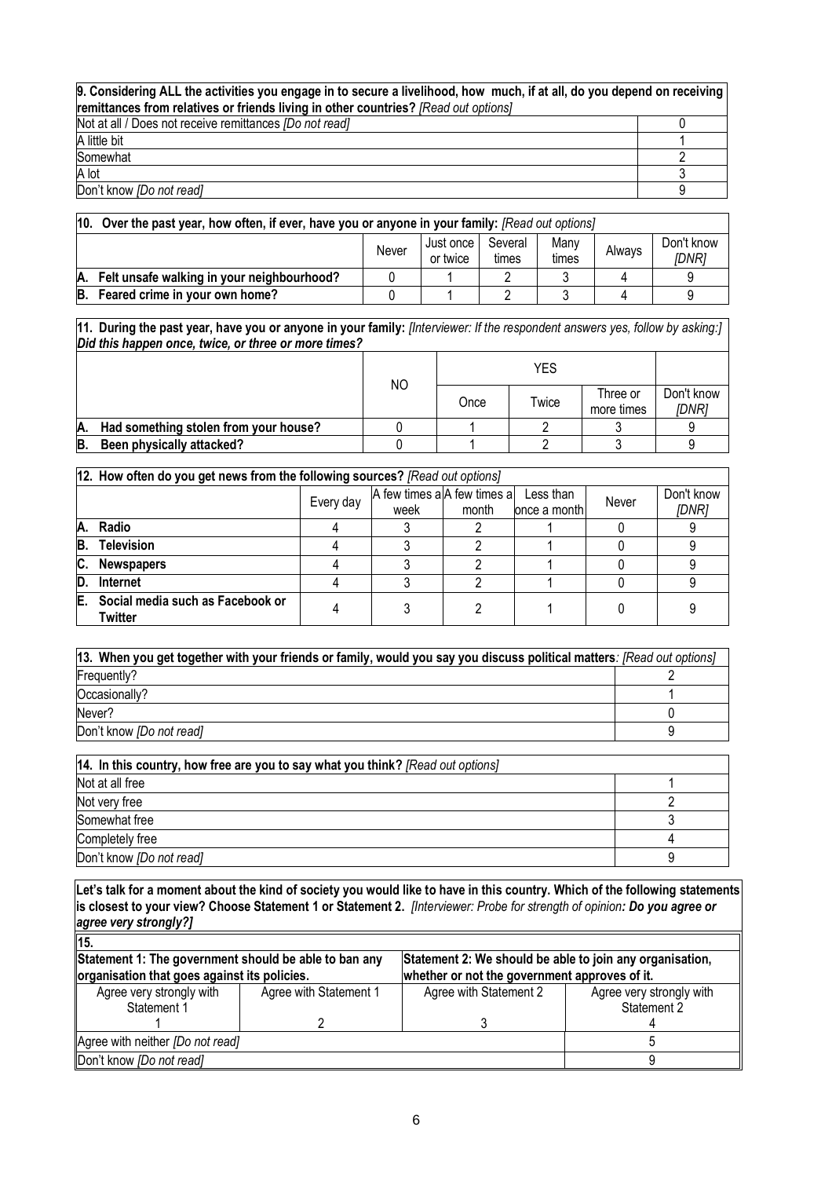| **9. Considering ALL the activities you engage in to secure a livelihood, how much, if at all, do you depend on receiving remittances from relatives or friends living in other countries?** *[Read out options]* | |
|---|---|
| Not at all / Does not receive remittances *[Do not read]* | 0 |
| A little bit | 1 |
| Somewhat | 2 |
| A lot | 3 |
| Don't know *[Do not read]* | 9 |

**10. Over the past year, how often, if ever, have you or anyone in your family:** *[Read out options]*

| | Never | Just once or twice | Several times | Many times | Always | Don't know *[DNR]* |
|---|---|---|---|---|---|---|
| **A. Felt unsafe walking in your neighbourhood?** | 0 | 1 | 2 | 3 | 4 | 9 |
| **B. Feared crime in your own home?** | 0 | 1 | 2 | 3 | 4 | 9 |

**11. During the past year, have you or anyone in your family:** *[Interviewer: If the respondent answers yes, follow by asking:] Did this happen once, twice, or three or more times?*

| | NO | YES | | | |
|---|---|---|---|---|---|
| | | Once | Twice | Three or more times | Don't know *[DNR]* |
| **A. Had something stolen from your house?** | 0 | 1 | 2 | 3 | 9 |
| **B. Been physically attacked?** | 0 | 1 | 2 | 3 | 9 |

**12. How often do you get news from the following sources?** *[Read out options]*

| | Every day | A few times a week | A few times a month | Less than once a month | Never | Don't know *[DNR]* |
|---|---|---|---|---|---|---|
| **A. Radio** | 4 | 3 | 2 | 1 | 0 | 9 |
| **B. Television** | 4 | 3 | 2 | 1 | 0 | 9 |
| **C. Newspapers** | 4 | 3 | 2 | 1 | 0 | 9 |
| **D. Internet** | 4 | 3 | 2 | 1 | 0 | 9 |
| **E. Social media such as Facebook or Twitter** | 4 | 3 | 2 | 1 | 0 | 9 |

| **13. When you get together with your friends or family, would you say you discuss political matters***: [Read out options]* | |
|---|---|
| Frequently? | 2 |
| Occasionally? | 1 |
| Never? | 0 |
| Don't know *[Do not read]* | 9 |

| **14. In this country, how free are you to say what you think?** *[Read out options]* | |
|---|---|
| Not at all free | 1 |
| Not very free | 2 |
| Somewhat free | 3 |
| Completely free | 4 |
| Don't know *[Do not read]* | 9 |

**Let's talk for a moment about the kind of society you would like to have in this country. Which of the following statements is closest to your view? Choose Statement 1 or Statement 2.** *[Interviewer: Probe for strength of opinion: **Do you agree or agree strongly?]***

**15.**

| **Statement 1: The government should be able to ban any organisation that goes against its policies.** | | **Statement 2: We should be able to join any organisation, whether or not the government approves of it.** | |
|---|---|---|---|
| Agree very strongly with Statement 1 | Agree with Statement 1 | Agree with Statement 2 | Agree very strongly with Statement 2 |
| 1 | 2 | 3 | 4 |
| Agree with neither *[Do not read]* | | | 5 |
| Don't know *[Do not read]* | | | 9 |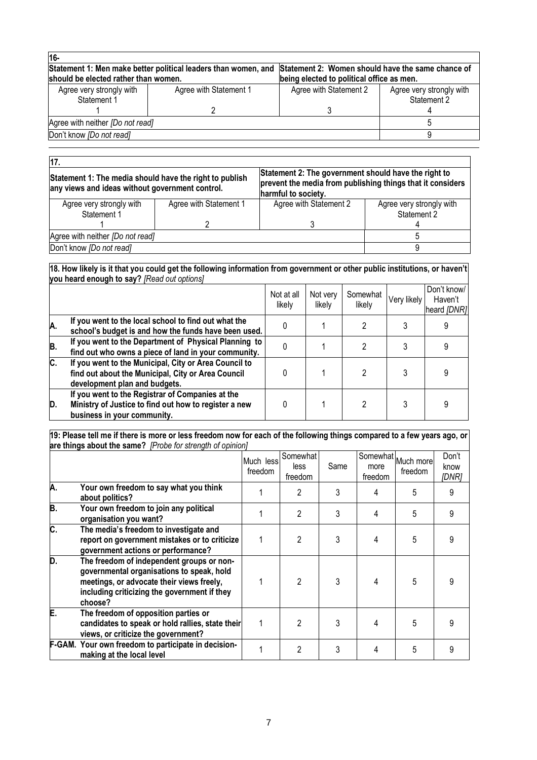| 16- | | | |
|---|---|---|---|
| **Statement 1: Men make better political leaders than women, and should be elected rather than women.** | | **Statement 2: Women should have the same chance of being elected to political office as men.** | |
| Agree very strongly with Statement 1 | Agree with Statement 1 | Agree with Statement 2 | Agree very strongly with Statement 2 |
| 1 | 2 | 3 | 4 |
| Agree with neither *[Do not read]* | | | 5 |
| Don't know *[Do not read]* | | | 9 |

| 17. | | | |
|---|---|---|---|
| **Statement 1: The media should have the right to publish any views and ideas without government control.** | | **Statement 2: The government should have the right to prevent the media from publishing things that it considers harmful to society.** | |
| Agree very strongly with Statement 1 | Agree with Statement 1 | Agree with Statement 2 | Agree very strongly with Statement 2 |
| 1 | 2 | 3 | 4 |
| Agree with neither *[Do not read]* | | | 5 |
| Don't know *[Do not read]* | | | 9 |

**18. How likely is it that you could get the following information from government or other public institutions, or haven't you heard enough to say?** *[Read out options]*

| | | Not at all likely | Not very likely | Somewhat likely | Very likely | Don't know/ Haven't heard *[DNR]* |
|---|---|---|---|---|---|---|
| **A.** | **If you went to the local school to find out what the school's budget is and how the funds have been used.** | 0 | 1 | 2 | 3 | 9 |
| **B.** | **If you went to the Department of Physical Planning to find out who owns a piece of land in your community.** | 0 | 1 | 2 | 3 | 9 |
| **C.** | **If you went to the Municipal, City or Area Council to find out about the Municipal, City or Area Council development plan and budgets.** | 0 | 1 | 2 | 3 | 9 |
| **D.** | **If you went to the Registrar of Companies at the Ministry of Justice to find out how to register a new business in your community.** | 0 | 1 | 2 | 3 | 9 |

**19: Please tell me if there is more or less freedom now for each of the following things compared to a few years ago, or are things about the same?** *[Probe for strength of opinion]*

| | | Much less freedom | Somewhat less freedom | Same | Somewhat more freedom | Much more freedom | Don't know *[DNR]* |
|---|---|---|---|---|---|---|---|
| **A.** | **Your own freedom to say what you think about politics?** | 1 | 2 | 3 | 4 | 5 | 9 |
| **B.** | **Your own freedom to join any political organisation you want?** | 1 | 2 | 3 | 4 | 5 | 9 |
| **C.** | **The media's freedom to investigate and report on government mistakes or to criticize government actions or performance?** | 1 | 2 | 3 | 4 | 5 | 9 |
| **D.** | **The freedom of independent groups or non-governmental organisations to speak, hold meetings, or advocate their views freely, including criticizing the government if they choose?** | 1 | 2 | 3 | 4 | 5 | 9 |
| **E.** | **The freedom of opposition parties or candidates to speak or hold rallies, state their views, or criticize the government?** | 1 | 2 | 3 | 4 | 5 | 9 |
| **F-GAM.** | **Your own freedom to participate in decision-making at the local level** | 1 | 2 | 3 | 4 | 5 | 9 |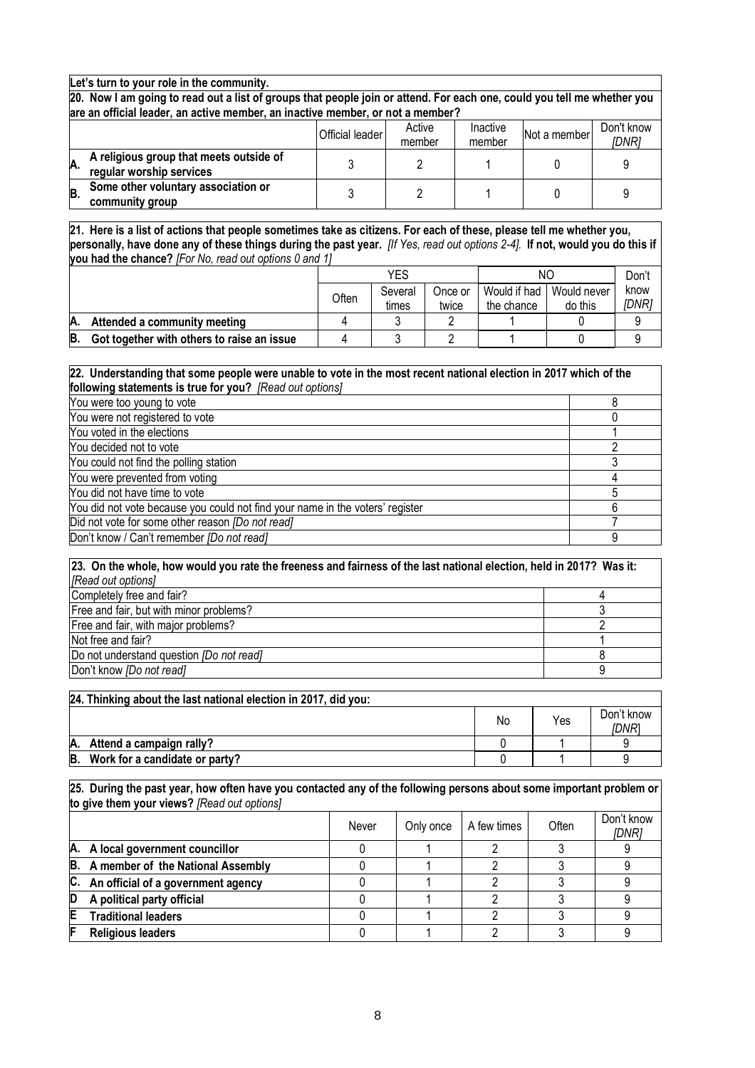**Let's turn to your role in the community.**

**20. Now I am going to read out a list of groups that people join or attend. For each one, could you tell me whether you are an official leader, an active member, an inactive member, or not a member?**

| | Official leader | Active member | Inactive member | Not a member | Don't know *[DNR]* |
|---|---|---|---|---|---|
| **A. A religious group that meets outside of regular worship services** | 3 | 2 | 1 | 0 | 9 |
| **B. Some other voluntary association or community group** | 3 | 2 | 1 | 0 | 9 |

**21. Here is a list of actions that people sometimes take as citizens. For each of these, please tell me whether you, personally, have done any of these things during the past year.** *[If Yes, read out options 2-4].* **If not, would you do this if you had the chance?** *[For No, read out options 0 and 1]*

| | YES | | | NO | | Don't know *[DNR]* |
|---|---|---|---|---|---|---|
| | Often | Several times | Once or twice | Would if had the chance | Would never do this | |
| **A. Attended a community meeting** | 4 | 3 | 2 | 1 | 0 | 9 |
| **B. Got together with others to raise an issue** | 4 | 3 | 2 | 1 | 0 | 9 |

**22. Understanding that some people were unable to vote in the most recent national election in 2017 which of the following statements is true for you?** *[Read out options]*

| | |
|---|---|
| You were too young to vote | 8 |
| You were not registered to vote | 0 |
| You voted in the elections | 1 |
| You decided not to vote | 2 |
| You could not find the polling station | 3 |
| You were prevented from voting | 4 |
| You did not have time to vote | 5 |
| You did not vote because you could not find your name in the voters' register | 6 |
| Did not vote for some other reason *[Do not read]* | 7 |
| Don't know / Can't remember *[Do not read]* | 9 |

**23. On the whole, how would you rate the freeness and fairness of the last national election, held in 2017? Was it:** *[Read out options]*

| | |
|---|---|
| Completely free and fair? | 4 |
| Free and fair, but with minor problems? | 3 |
| Free and fair, with major problems? | 2 |
| Not free and fair? | 1 |
| Do not understand question *[Do not read]* | 8 |
| Don't know *[Do not read]* | 9 |

**24. Thinking about the last national election in 2017, did you:**

| | No | Yes | Don't know *[DNR]* |
|---|---|---|---|
| **A. Attend a campaign rally?** | 0 | 1 | 9 |
| **B. Work for a candidate or party?** | 0 | 1 | 9 |

**25. During the past year, how often have you contacted any of the following persons about some important problem or to give them your views?** *[Read out options]*

| | Never | Only once | A few times | Often | Don't know *[DNR]* |
|---|---|---|---|---|---|
| **A. A local government councillor** | 0 | 1 | 2 | 3 | 9 |
| **B. A member of the National Assembly** | 0 | 1 | 2 | 3 | 9 |
| **C. An official of a government agency** | 0 | 1 | 2 | 3 | 9 |
| **D A political party official** | 0 | 1 | 2 | 3 | 9 |
| **E Traditional leaders** | 0 | 1 | 2 | 3 | 9 |
| **F Religious leaders** | 0 | 1 | 2 | 3 | 9 |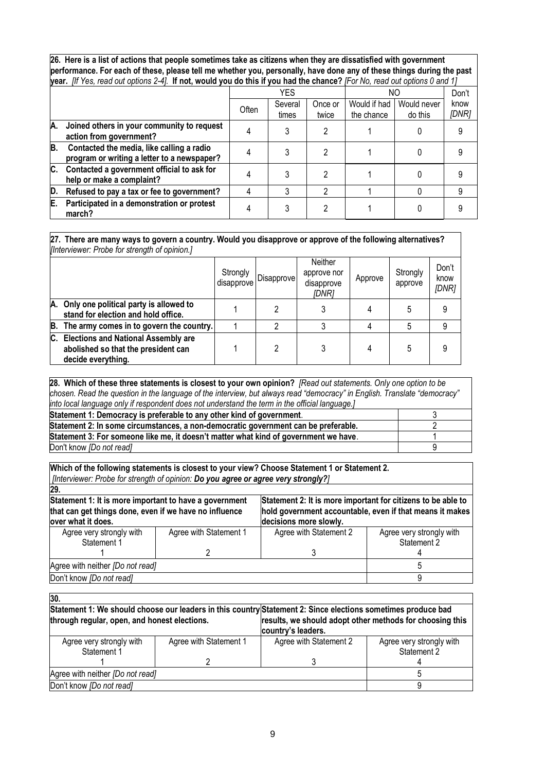**26. Here is a list of actions that people sometimes take as citizens when they are dissatisfied with government performance. For each of these, please tell me whether you, personally, have done any of these things during the past year.** *[If Yes, read out options 2-4].* **If not, would you do this if you had the chance?** *[For No, read out options 0 and 1]*

| | YES | | | NO | | Don't know *[DNR]* |
|---|---|---|---|---|---|---|
| | Often | Several times | Once or twice | Would if had the chance | Would never do this | |
| **A. Joined others in your community to request action from government?** | 4 | 3 | 2 | 1 | 0 | 9 |
| **B. Contacted the media, like calling a radio program or writing a letter to a newspaper?** | 4 | 3 | 2 | 1 | 0 | 9 |
| **C. Contacted a government official to ask for help or make a complaint?** | 4 | 3 | 2 | 1 | 0 | 9 |
| **D. Refused to pay a tax or fee to government?** | 4 | 3 | 2 | 1 | 0 | 9 |
| **E. Participated in a demonstration or protest march?** | 4 | 3 | 2 | 1 | 0 | 9 |

**27. There are many ways to govern a country. Would you disapprove or approve of the following alternatives?** *[Interviewer: Probe for strength of opinion.]*

| | Strongly disapprove | Disapprove | Neither approve nor disapprove *[DNR]* | Approve | Strongly approve | Don't know *[DNR]* |
|---|---|---|---|---|---|---|
| **A. Only one political party is allowed to stand for election and hold office.** | 1 | 2 | 3 | 4 | 5 | 9 |
| **B. The army comes in to govern the country.** | 1 | 2 | 3 | 4 | 5 | 9 |
| **C. Elections and National Assembly are abolished so that the president can decide everything.** | 1 | 2 | 3 | 4 | 5 | 9 |

**28. Which of these three statements is closest to your own opinion?** *[Read out statements. Only one option to be chosen. Read the question in the language of the interview, but always read "democracy" in English. Translate "democracy" into local language only if respondent does not understand the term in the official language.]*

| | |
|---|---|
| **Statement 1: Democracy is preferable to any other kind of government.** | 3 |
| **Statement 2: In some circumstances, a non-democratic government can be preferable.** | 2 |
| **Statement 3: For someone like me, it doesn't matter what kind of government we have.** | 1 |
| Don't know *[Do not read]* | 9 |

**Which of the following statements is closest to your view? Choose Statement 1 or Statement 2.**
*[Interviewer: Probe for strength of opinion:* ***Do you agree or agree very strongly?****]*

**29.**

| **Statement 1: It is more important to have a government that can get things done, even if we have no influence over what it does.** | | **Statement 2: It is more important for citizens to be able to hold government accountable, even if that means it makes decisions more slowly.** | |
|---|---|---|---|
| Agree very strongly with Statement 1 | Agree with Statement 1 | Agree with Statement 2 | Agree very strongly with Statement 2 |
| 1 | 2 | 3 | 4 |
| Agree with neither *[Do not read]* | | | 5 |
| Don't know *[Do not read]* | | | 9 |

**30.**

| **Statement 1: We should choose our leaders in this country through regular, open, and honest elections.** | | **Statement 2: Since elections sometimes produce bad results, we should adopt other methods for choosing this country's leaders.** | |
|---|---|---|---|
| Agree very strongly with Statement 1 | Agree with Statement 1 | Agree with Statement 2 | Agree very strongly with Statement 2 |
| 1 | 2 | 3 | 4 |
| Agree with neither *[Do not read]* | | | 5 |
| Don't know *[Do not read]* | | | 9 |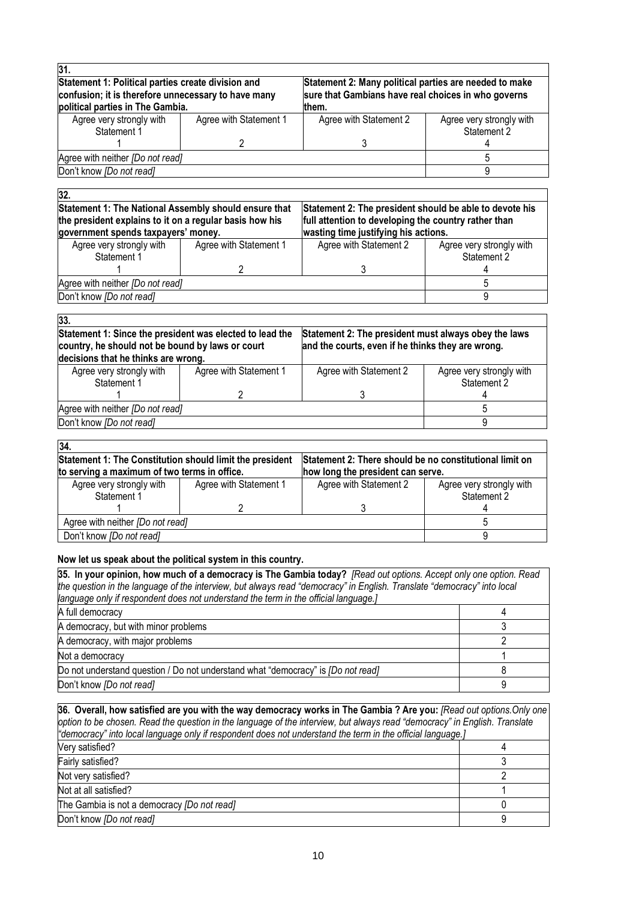| 31. | | | |
|---|---|---|---|
| **Statement 1: Political parties create division and confusion; it is therefore unnecessary to have many political parties in The Gambia.** | | **Statement 2: Many political parties are needed to make sure that Gambians have real choices in who governs them.** | |
| Agree very strongly with Statement 1<br>1 | Agree with Statement 1<br>2 | Agree with Statement 2<br>3 | Agree very strongly with Statement 2<br>4 |
| Agree with neither *[Do not read]* | | | 5 |
| Don't know *[Do not read]* | | | 9 |

| 32. | | | |
|---|---|---|---|
| **Statement 1: The National Assembly should ensure that the president explains to it on a regular basis how his government spends taxpayers' money.** | | **Statement 2: The president should be able to devote his full attention to developing the country rather than wasting time justifying his actions.** | |
| Agree very strongly with Statement 1<br>1 | Agree with Statement 1<br>2 | Agree with Statement 2<br>3 | Agree very strongly with Statement 2<br>4 |
| Agree with neither *[Do not read]* | | | 5 |
| Don't know *[Do not read]* | | | 9 |

| 33. | | | |
|---|---|---|---|
| **Statement 1: Since the president was elected to lead the country, he should not be bound by laws or court decisions that he thinks are wrong.** | | **Statement 2: The president must always obey the laws and the courts, even if he thinks they are wrong.** | |
| Agree very strongly with Statement 1<br>1 | Agree with Statement 1<br>2 | Agree with Statement 2<br>3 | Agree very strongly with Statement 2<br>4 |
| Agree with neither *[Do not read]* | | | 5 |
| Don't know *[Do not read]* | | | 9 |

| 34. | | | |
|---|---|---|---|
| **Statement 1: The Constitution should limit the president to serving a maximum of two terms in office.** | | **Statement 2: There should be no constitutional limit on how long the president can serve.** | |
| Agree very strongly with Statement 1<br>1 | Agree with Statement 1<br>2 | Agree with Statement 2<br>3 | Agree very strongly with Statement 2<br>4 |
| Agree with neither *[Do not read]* | | | 5 |
| Don't know *[Do not read]* | | | 9 |

**Now let us speak about the political system in this country.**

| **35. In your opinion, how much of a democracy is The Gambia today?** *[Read out options. Accept only one option. Read the question in the language of the interview, but always read "democracy" in English. Translate "democracy" into local language only if respondent does not understand the term in the official language.]* | |
|---|---|
| A full democracy | 4 |
| A democracy, but with minor problems | 3 |
| A democracy, with major problems | 2 |
| Not a democracy | 1 |
| Do not understand question / Do not understand what "democracy" is *[Do not read]* | 8 |
| Don't know *[Do not read]* | 9 |

| **36. Overall, how satisfied are you with the way democracy works in The Gambia ? Are you:** *[Read out options.Only one option to be chosen. Read the question in the language of the interview, but always read "democracy" in English. Translate "democracy" into local language only if respondent does not understand the term in the official language.]* | |
|---|---|
| Very satisfied? | 4 |
| Fairly satisfied? | 3 |
| Not very satisfied? | 2 |
| Not at all satisfied? | 1 |
| The Gambia is not a democracy *[Do not read]* | 0 |
| Don't know *[Do not read]* | 9 |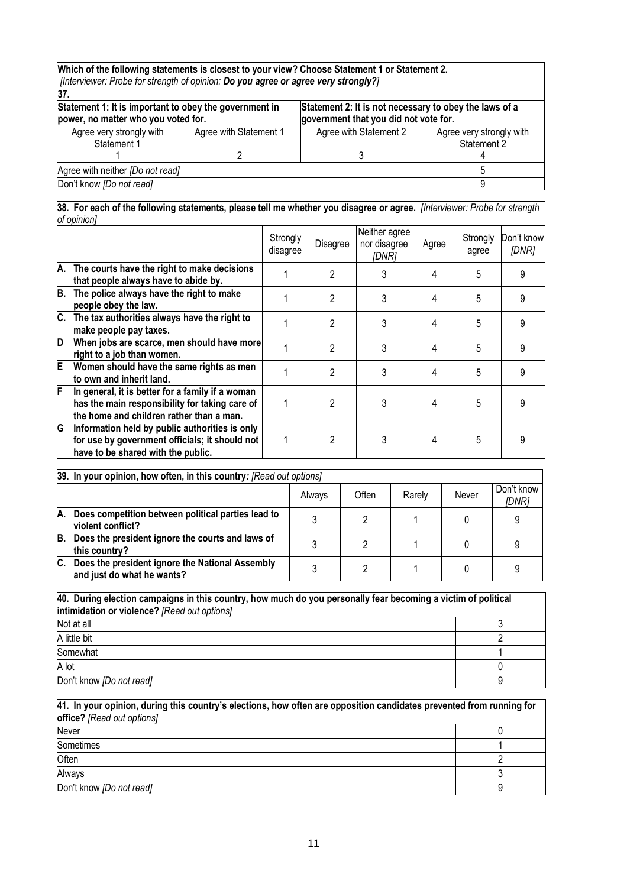**Which of the following statements is closest to your view? Choose Statement 1 or Statement 2.**
*[Interviewer: Probe for strength of opinion:* ***Do you agree or agree very strongly?****]*

**37.**

| **Statement 1: It is important to obey the government in power, no matter who you voted for.** | | **Statement 2: It is not necessary to obey the laws of a government that you did not vote for.** | |
|---|---|---|---|
| Agree very strongly with Statement 1 | Agree with Statement 1 | Agree with Statement 2 | Agree very strongly with Statement 2 |
| 1 | 2 | 3 | 4 |
| Agree with neither *[Do not read]* | | | 5 |
| Don't know *[Do not read]* | | | 9 |

**38. For each of the following statements, please tell me whether you disagree or agree.** *[Interviewer: Probe for strength of opinion]*

| | | Strongly disagree | Disagree | Neither agree nor disagree *[DNR]* | Agree | Strongly agree | Don't know *[DNR]* |
|---|---|---|---|---|---|---|---|
| **A.** | **The courts have the right to make decisions that people always have to abide by.** | 1 | 2 | 3 | 4 | 5 | 9 |
| **B.** | **The police always have the right to make people obey the law.** | 1 | 2 | 3 | 4 | 5 | 9 |
| **C.** | **The tax authorities always have the right to make people pay taxes.** | 1 | 2 | 3 | 4 | 5 | 9 |
| **D** | **When jobs are scarce, men should have more right to a job than women.** | 1 | 2 | 3 | 4 | 5 | 9 |
| **E** | **Women should have the same rights as men to own and inherit land.** | 1 | 2 | 3 | 4 | 5 | 9 |
| **F** | **In general, it is better for a family if a woman has the main responsibility for taking care of the home and children rather than a man.** | 1 | 2 | 3 | 4 | 5 | 9 |
| **G** | **Information held by public authorities is only for use by government officials; it should not have to be shared with the public.** | 1 | 2 | 3 | 4 | 5 | 9 |

**39. In your opinion, how often, in this country***: [Read out options]*

| | | Always | Often | Rarely | Never | Don't know *[DNR]* |
|---|---|---|---|---|---|---|
| **A.** | **Does competition between political parties lead to violent conflict?** | 3 | 2 | 1 | 0 | 9 |
| **B.** | **Does the president ignore the courts and laws of this country?** | 3 | 2 | 1 | 0 | 9 |
| **C.** | **Does the president ignore the National Assembly and just do what he wants?** | 3 | 2 | 1 | 0 | 9 |

**40. During election campaigns in this country, how much do you personally fear becoming a victim of political intimidation or violence?** *[Read out options]*

| | |
|---|---|
| Not at all | 3 |
| A little bit | 2 |
| Somewhat | 1 |
| A lot | 0 |
| Don't know *[Do not read]* | 9 |

**41. In your opinion, during this country's elections, how often are opposition candidates prevented from running for office?** *[Read out options]*

| | |
|---|---|
| Never | 0 |
| Sometimes | 1 |
| Often | 2 |
| Always | 3 |
| Don't know *[Do not read]* | 9 |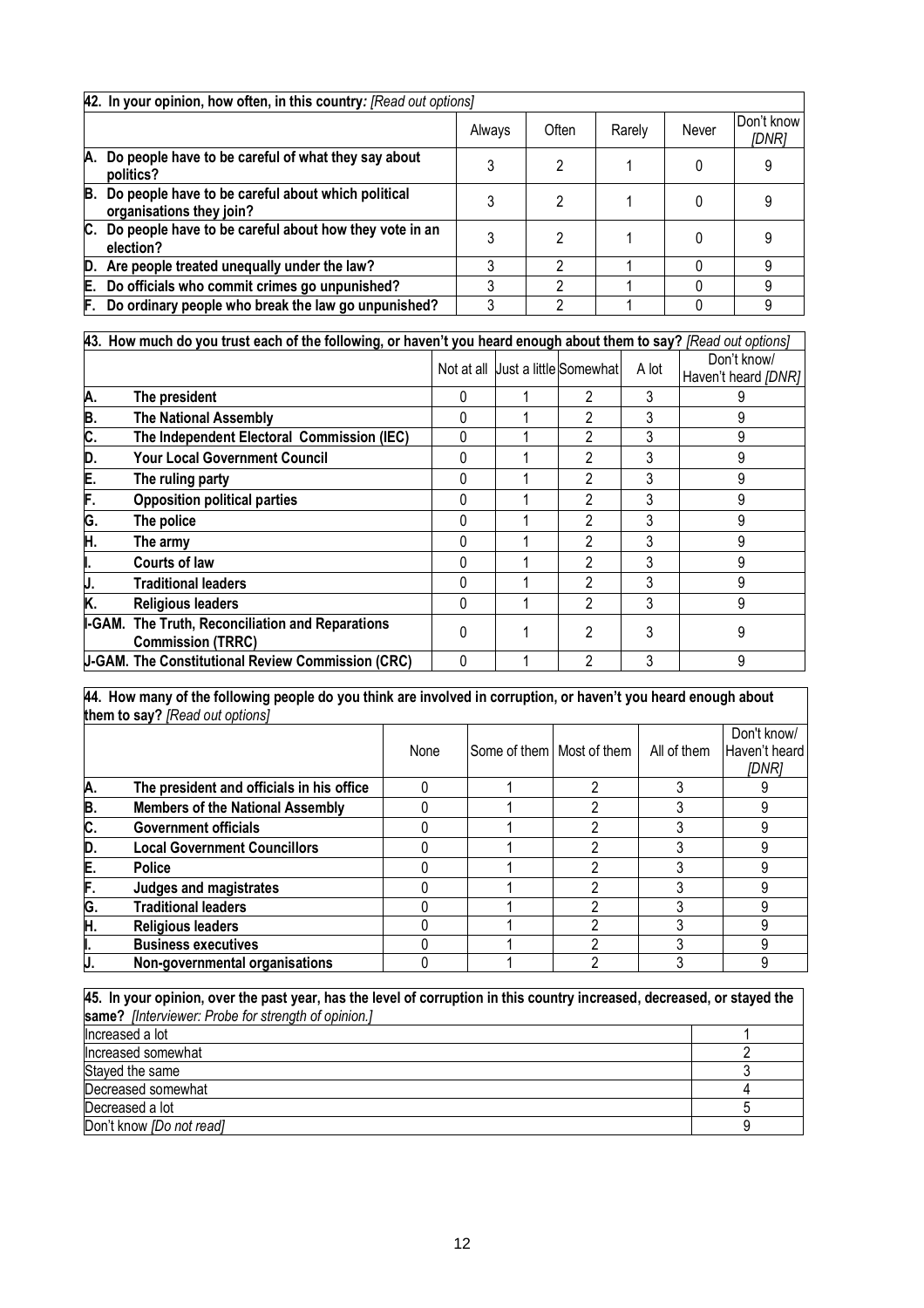| 42. In your opinion, how often, in this country: *[Read out options]* | | | | | |
|---|---|---|---|---|---|
| | Always | Often | Rarely | Never | Don't know *[DNR]* |
| **A. Do people have to be careful of what they say about politics?** | 3 | 2 | 1 | 0 | 9 |
| **B. Do people have to be careful about which political organisations they join?** | 3 | 2 | 1 | 0 | 9 |
| **C. Do people have to be careful about how they vote in an election?** | 3 | 2 | 1 | 0 | 9 |
| **D. Are people treated unequally under the law?** | 3 | 2 | 1 | 0 | 9 |
| **E. Do officials who commit crimes go unpunished?** | 3 | 2 | 1 | 0 | 9 |
| **F. Do ordinary people who break the law go unpunished?** | 3 | 2 | 1 | 0 | 9 |

| 43. How much do you trust each of the following, or haven't you heard enough about them to say? *[Read out options]* | | | | | | |
|---|---|---|---|---|---|---|
| | | Not at all | Just a little | Somewhat | A lot | Don't know/ Haven't heard *[DNR]* |
| **A.** | **The president** | 0 | 1 | 2 | 3 | 9 |
| **B.** | **The National Assembly** | 0 | 1 | 2 | 3 | 9 |
| **C.** | **The Independent Electoral Commission (IEC)** | 0 | 1 | 2 | 3 | 9 |
| **D.** | **Your Local Government Council** | 0 | 1 | 2 | 3 | 9 |
| **E.** | **The ruling party** | 0 | 1 | 2 | 3 | 9 |
| **F.** | **Opposition political parties** | 0 | 1 | 2 | 3 | 9 |
| **G.** | **The police** | 0 | 1 | 2 | 3 | 9 |
| **H.** | **The army** | 0 | 1 | 2 | 3 | 9 |
| **I.** | **Courts of law** | 0 | 1 | 2 | 3 | 9 |
| **J.** | **Traditional leaders** | 0 | 1 | 2 | 3 | 9 |
| **K.** | **Religious leaders** | 0 | 1 | 2 | 3 | 9 |
| **I-GAM.** | **The Truth, Reconciliation and Reparations Commission (TRRC)** | 0 | 1 | 2 | 3 | 9 |
| **J-GAM.** | **The Constitutional Review Commission (CRC)** | 0 | 1 | 2 | 3 | 9 |

| 44. How many of the following people do you think are involved in corruption, or haven't you heard enough about them to say? *[Read out options]* | | | | | | |
|---|---|---|---|---|---|---|
| | | None | Some of them | Most of them | All of them | Don't know/ Haven't heard *[DNR]* |
| **A.** | **The president and officials in his office** | 0 | 1 | 2 | 3 | 9 |
| **B.** | **Members of the National Assembly** | 0 | 1 | 2 | 3 | 9 |
| **C.** | **Government officials** | 0 | 1 | 2 | 3 | 9 |
| **D.** | **Local Government Councillors** | 0 | 1 | 2 | 3 | 9 |
| **E.** | **Police** | 0 | 1 | 2 | 3 | 9 |
| **F.** | **Judges and magistrates** | 0 | 1 | 2 | 3 | 9 |
| **G.** | **Traditional leaders** | 0 | 1 | 2 | 3 | 9 |
| **H.** | **Religious leaders** | 0 | 1 | 2 | 3 | 9 |
| **I.** | **Business executives** | 0 | 1 | 2 | 3 | 9 |
| **J.** | **Non-governmental organisations** | 0 | 1 | 2 | 3 | 9 |

| 45. In your opinion, over the past year, has the level of corruption in this country increased, decreased, or stayed the same? *[Interviewer: Probe for strength of opinion.]* | |
|---|---|
| Increased a lot | 1 |
| Increased somewhat | 2 |
| Stayed the same | 3 |
| Decreased somewhat | 4 |
| Decreased a lot | 5 |
| Don't know *[Do not read]* | 9 |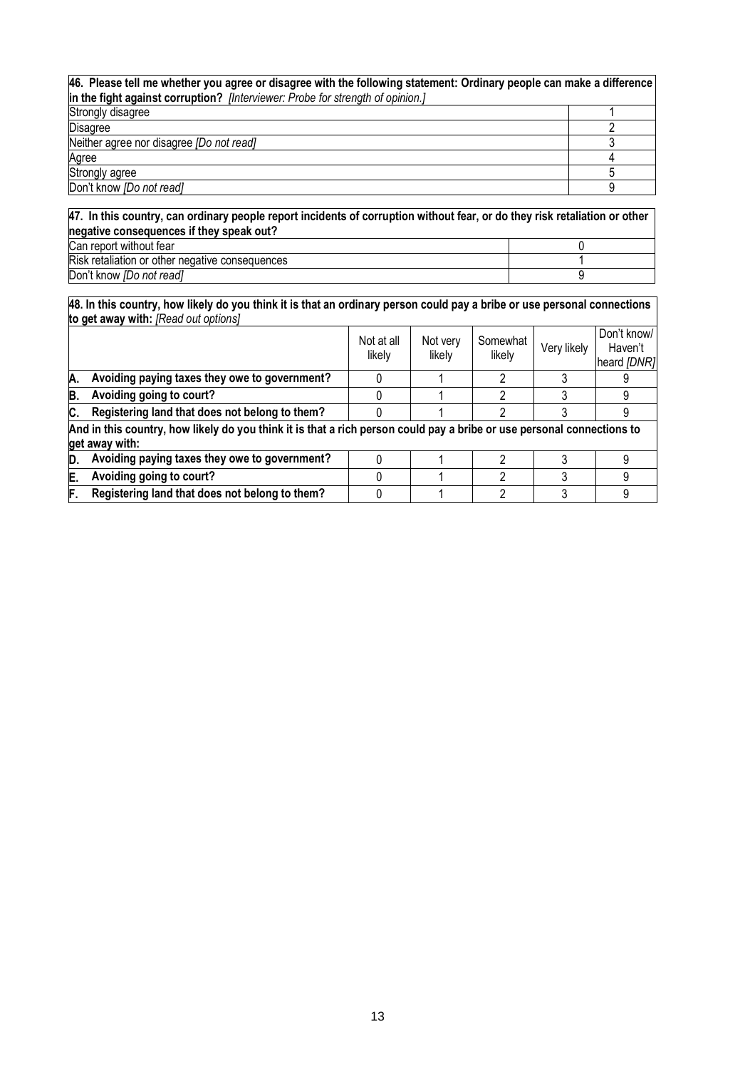| **46. Please tell me whether you agree or disagree with the following statement: Ordinary people can make a difference in the fight against corruption?** *[Interviewer: Probe for strength of opinion.]* | |
|---|---|
| Strongly disagree | 1 |
| Disagree | 2 |
| Neither agree nor disagree *[Do not read]* | 3 |
| Agree | 4 |
| Strongly agree | 5 |
| Don't know *[Do not read]* | 9 |

| **47. In this country, can ordinary people report incidents of corruption without fear, or do they risk retaliation or other negative consequences if they speak out?** | |
|---|---|
| Can report without fear | 0 |
| Risk retaliation or other negative consequences | 1 |
| Don't know *[Do not read]* | 9 |

**48. In this country, how likely do you think it is that an ordinary person could pay a bribe or use personal connections to get away with:** *[Read out options]*

| | Not at all likely | Not very likely | Somewhat likely | Very likely | Don't know/ Haven't heard *[DNR]* |
|---|---|---|---|---|---|
| **A. Avoiding paying taxes they owe to government?** | 0 | 1 | 2 | 3 | 9 |
| **B. Avoiding going to court?** | 0 | 1 | 2 | 3 | 9 |
| **C. Registering land that does not belong to them?** | 0 | 1 | 2 | 3 | 9 |
| **And in this country, how likely do you think it is that a rich person could pay a bribe or use personal connections to get away with:** | | | | | |
| **D. Avoiding paying taxes they owe to government?** | 0 | 1 | 2 | 3 | 9 |
| **E. Avoiding going to court?** | 0 | 1 | 2 | 3 | 9 |
| **F. Registering land that does not belong to them?** | 0 | 1 | 2 | 3 | 9 |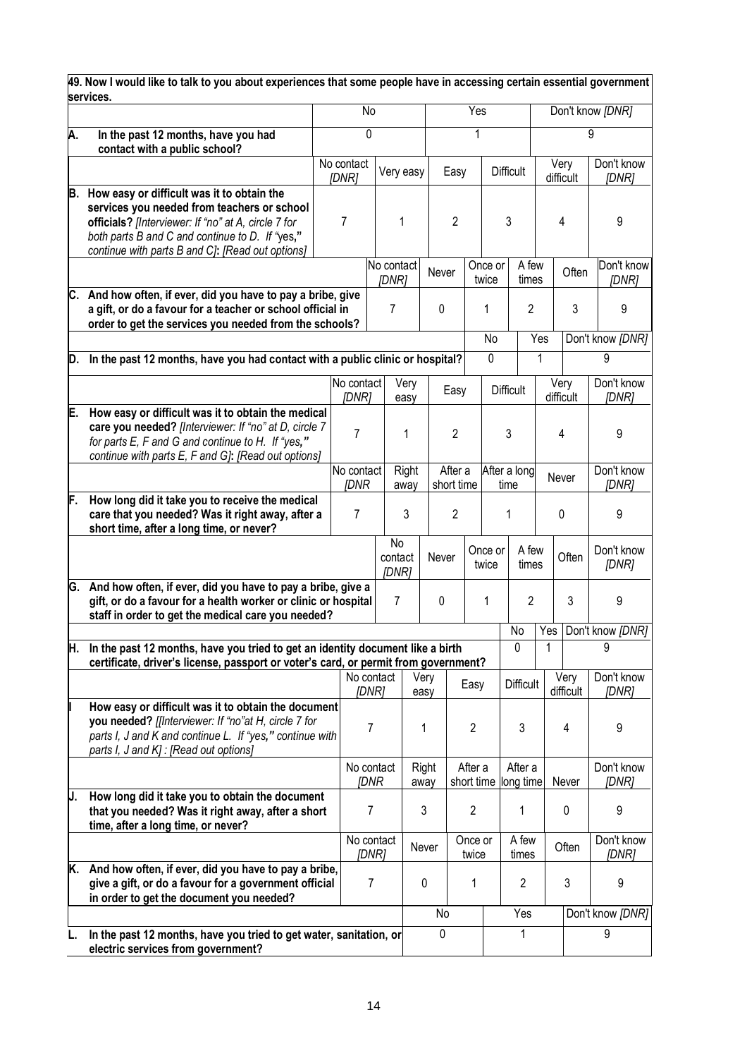**49. Now I would like to talk to you about experiences that some people have in accessing certain essential government services.**

| | | | | | | |
|---|---|---|---|---|---|---|
| | No | | Yes | | | Don't know *[DNR]* |
| **A. In the past 12 months, have you had contact with a public school?** | 0 | | 1 | | | 9 |
| | No contact *[DNR]* | Very easy | Easy | Difficult | Very difficult | Don't know *[DNR]* |
| **B. How easy or difficult was it to obtain the services you needed from teachers or school officials?** *[Interviewer: If "no" at A, circle 7 for both parts B and C and continue to D. If "yes," continue with parts B and C]*: *[Read out options]* | 7 | 1 | 2 | 3 | 4 | 9 |
| | No contact *[DNR]* | Never | Once or twice | A few times | Often | Don't know *[DNR]* |
| **C. And how often, if ever, did you have to pay a bribe, give a gift, or do a favour for a teacher or school official in order to get the services you needed from the schools?** | 7 | 0 | 1 | 2 | 3 | 9 |
| | | | No | Yes | | Don't know *[DNR]* |
| **D. In the past 12 months, have you had contact with a public clinic or hospital?** | | | 0 | 1 | | 9 |
| | No contact *[DNR]* | Very easy | Easy | Difficult | Very difficult | Don't know *[DNR]* |
| **E. How easy or difficult was it to obtain the medical care you needed?** *[Interviewer: If "no" at D, circle 7 for parts E, F and G and continue to H. If "yes," continue with parts E, F and G]*: *[Read out options]* | 7 | 1 | 2 | 3 | 4 | 9 |
| | No contact *[DNR* | Right away | After a short time | After a long time | Never | Don't know *[DNR]* |
| **F. How long did it take you to receive the medical care that you needed? Was it right away, after a short time, after a long time, or never?** | 7 | 3 | 2 | 1 | 0 | 9 |
| | No contact *[DNR]* | Never | Once or twice | A few times | Often | Don't know *[DNR]* |
| **G. And how often, if ever, did you have to pay a bribe, give a gift, or do a favour for a health worker or clinic or hospital staff in order to get the medical care you needed?** | 7 | 0 | 1 | 2 | 3 | 9 |
| | | | | No | Yes | Don't know *[DNR]* |
| **H. In the past 12 months, have you tried to get an identity document like a birth certificate, driver's license, passport or voter's card, or permit from government?** | | | | 0 | 1 | 9 |
| | No contact *[DNR]* | Very easy | Easy | Difficult | Very difficult | Don't know *[DNR]* |
| **I How easy or difficult was it to obtain the document you needed?** *[[Interviewer: If "no"at H, circle 7 for parts I, J and K and continue L. If "yes," continue with parts I, J and K] : [Read out options]* | 7 | 1 | 2 | 3 | 4 | 9 |
| | No contact *[DNR* | Right away | After a short time | After a long time | Never | Don't know *[DNR]* |
| **J. How long did it take you to obtain the document that you needed? Was it right away, after a short time, after a long time, or never?** | 7 | 3 | 2 | 1 | 0 | 9 |
| | No contact *[DNR]* | Never | Once or twice | A few times | Often | Don't know *[DNR]* |
| **K. And how often, if ever, did you have to pay a bribe, give a gift, or do a favour for a government official in order to get the document you needed?** | 7 | 0 | 1 | 2 | 3 | 9 |
| | | No | | Yes | | Don't know *[DNR]* |
| **L. In the past 12 months, have you tried to get water, sanitation, or electric services from government?** | | 0 | | 1 | | 9 |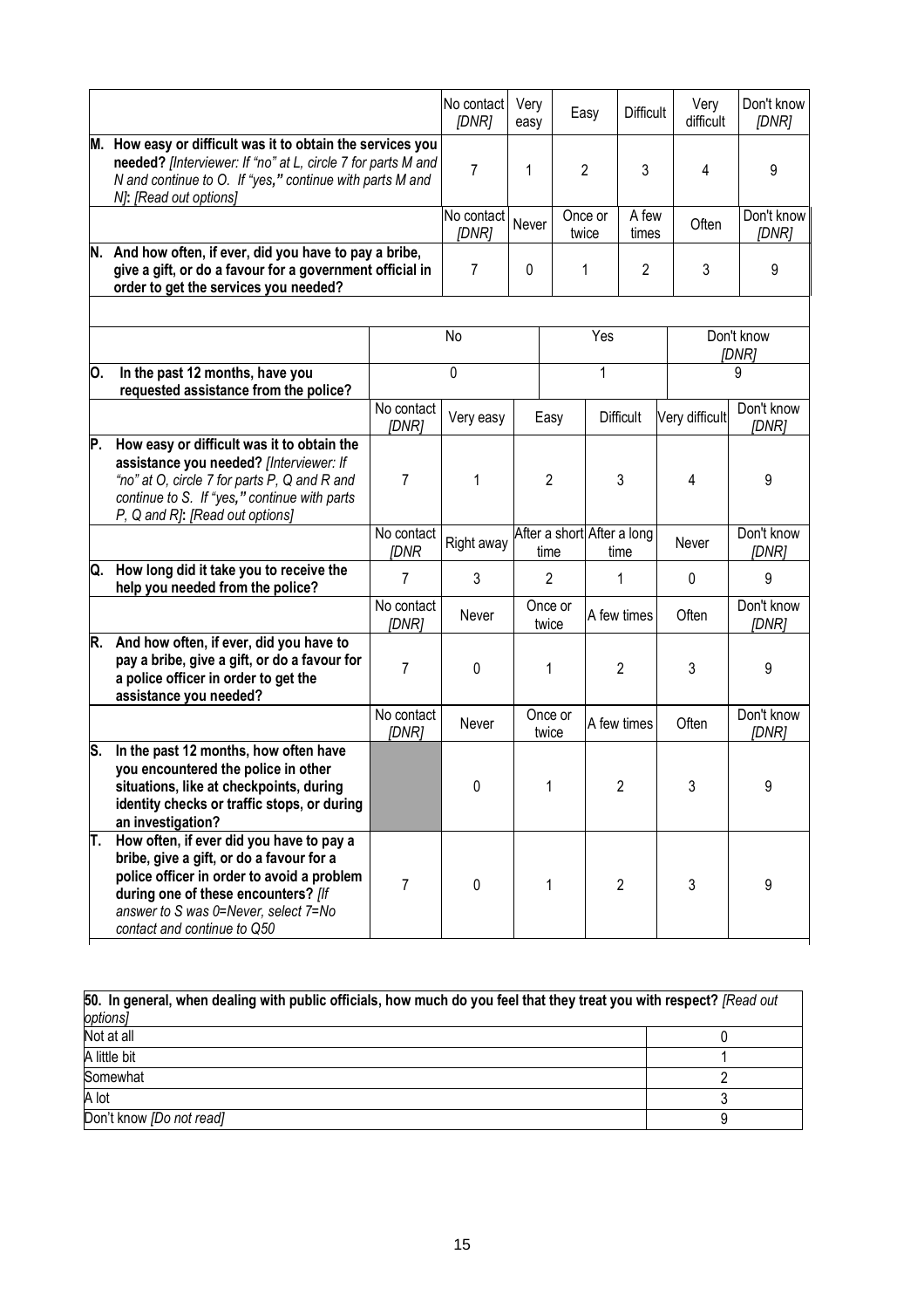| | No contact [DNR] | Very easy | Easy | Difficult | Very difficult | Don't know [DNR] |
|---|---|---|---|---|---|---|
| **M. How easy or difficult was it to obtain the services you needed?** *[Interviewer: If "no" at L, circle 7 for parts M and N and continue to O. If "yes," continue with parts M and N]*: *[Read out options]* | 7 | 1 | 2 | 3 | 4 | 9 |
| | No contact [DNR] | Never | Once or twice | A few times | Often | Don't know [DNR] |
| **N. And how often, if ever, did you have to pay a bribe, give a gift, or do a favour for a government official in order to get the services you needed?** | 7 | 0 | 1 | 2 | 3 | 9 |

| | No | Yes | Don't know [DNR] |
|---|---|---|---|
| **O. In the past 12 months, have you requested assistance from the police?** | 0 | 1 | 9 |

| | No contact [DNR] | Very easy | Easy | Difficult | Very difficult | Don't know [DNR] |
|---|---|---|---|---|---|---|
| **P. How easy or difficult was it to obtain the assistance you needed?** *[Interviewer: If "no" at O, circle 7 for parts P, Q and R and continue to S. If "yes," continue with parts P, Q and R]*: *[Read out options]* | 7 | 1 | 2 | 3 | 4 | 9 |
| | No contact [DNR | Right away | After a short time | After a long time | Never | Don't know [DNR] |
| **Q. How long did it take you to receive the help you needed from the police?** | 7 | 3 | 2 | 1 | 0 | 9 |
| | No contact [DNR] | Never | Once or twice | A few times | Often | Don't know [DNR] |
| **R. And how often, if ever, did you have to pay a bribe, give a gift, or do a favour for a police officer in order to get the assistance you needed?** | 7 | 0 | 1 | 2 | 3 | 9 |
| | No contact [DNR] | Never | Once or twice | A few times | Often | Don't know [DNR] |
| **S. In the past 12 months, how often have you encountered the police in other situations, like at checkpoints, during identity checks or traffic stops, or during an investigation?** | | 0 | 1 | 2 | 3 | 9 |
| **T. How often, if ever did you have to pay a bribe, give a gift, or do a favour for a police officer in order to avoid a problem during one of these encounters?** *[If answer to S was 0=Never, select 7=No contact and continue to Q50* | 7 | 0 | 1 | 2 | 3 | 9 |

| **50. In general, when dealing with public officials, how much do you feel that they treat you with respect?** *[Read out options]* | |
|---|---|
| Not at all | 0 |
| A little bit | 1 |
| Somewhat | 2 |
| A lot | 3 |
| Don't know *[Do not read]* | 9 |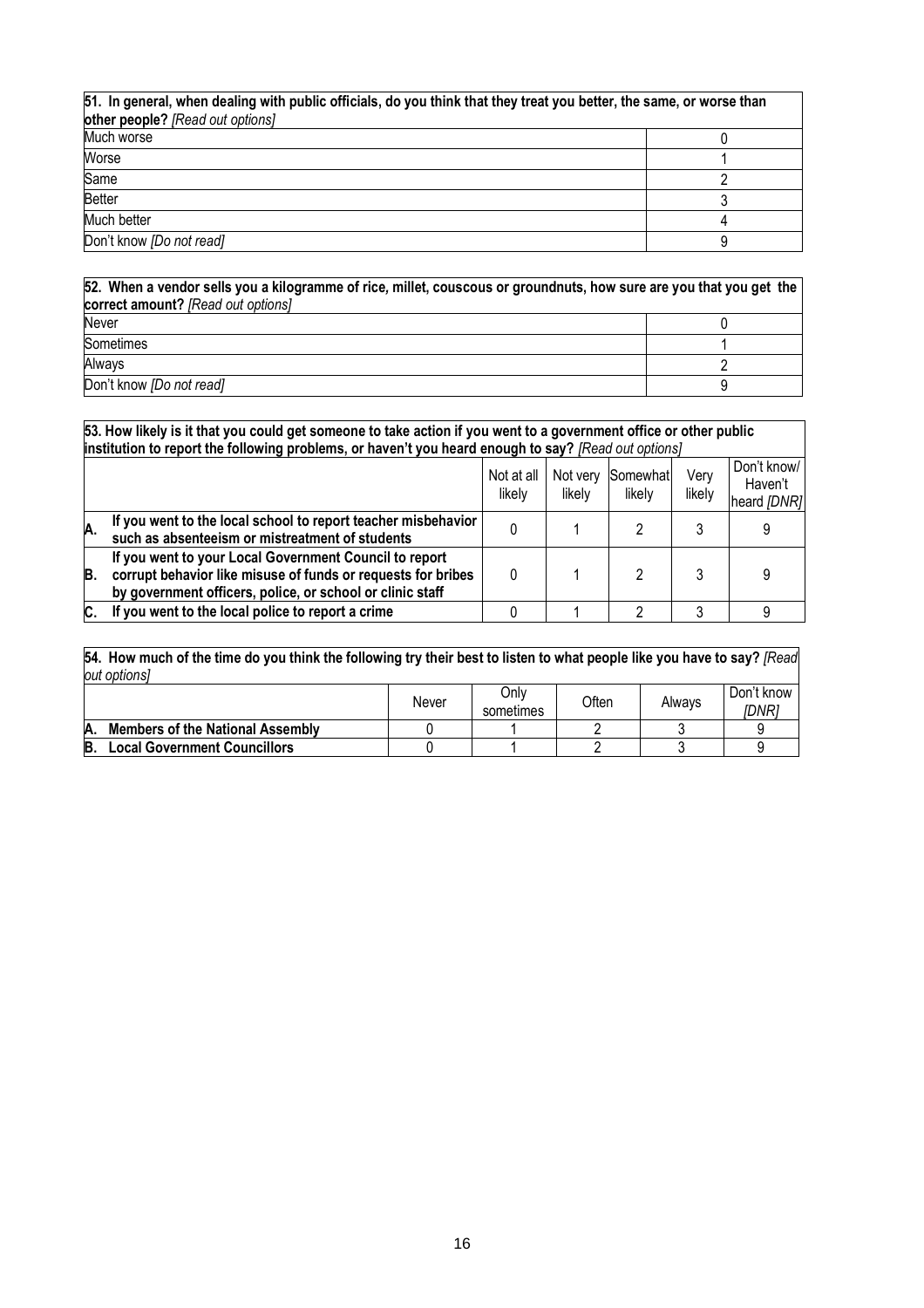**51. In general, when dealing with public officials, do you think that they treat you better, the same, or worse than other people?** *[Read out options]*

| | |
|---|---|
| Much worse | 0 |
| Worse | 1 |
| Same | 2 |
| Better | 3 |
| Much better | 4 |
| Don't know *[Do not read]* | 9 |

**52. When a vendor sells you a kilogramme of rice, millet, couscous or groundnuts, how sure are you that you get the correct amount?** *[Read out options]*

| | |
|---|---|
| Never | 0 |
| Sometimes | 1 |
| Always | 2 |
| Don't know *[Do not read]* | 9 |

**53. How likely is it that you could get someone to take action if you went to a government office or other public institution to report the following problems, or haven't you heard enough to say?** *[Read out options]*

| | | Not at all likely | Not very likely | Somewhat likely | Very likely | Don't know/ Haven't heard *[DNR]* |
|---|---|---|---|---|---|---|
| **A.** | **If you went to the local school to report teacher misbehavior such as absenteeism or mistreatment of students** | 0 | 1 | 2 | 3 | 9 |
| **B.** | **If you went to your Local Government Council to report corrupt behavior like misuse of funds or requests for bribes by government officers, police, or school or clinic staff** | 0 | 1 | 2 | 3 | 9 |
| **C.** | **If you went to the local police to report a crime** | 0 | 1 | 2 | 3 | 9 |

**54. How much of the time do you think the following try their best to listen to what people like you have to say?** *[Read out options]*

| | Never | Only sometimes | Often | Always | Don't know *[DNR]* |
|---|---|---|---|---|---|
| **A. Members of the National Assembly** | 0 | 1 | 2 | 3 | 9 |
| **B. Local Government Councillors** | 0 | 1 | 2 | 3 | 9 |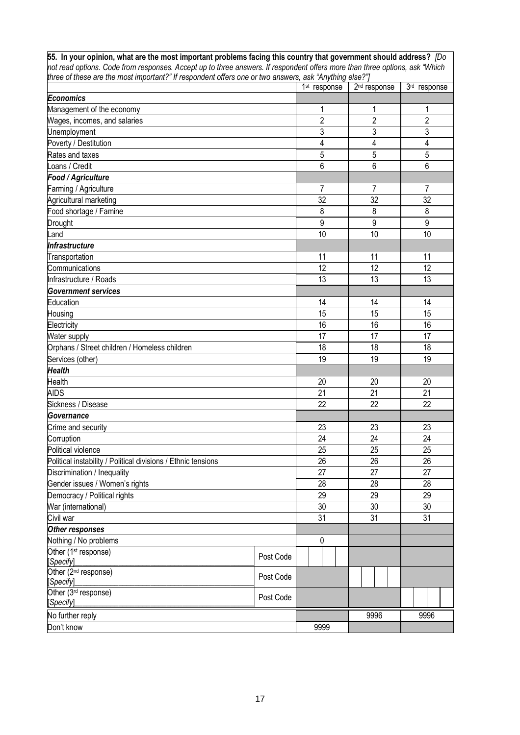**55. In your opinion, what are the most important problems facing this country that government should address?** *[Do not read options. Code from responses. Accept up to three answers. If respondent offers more than three options, ask "Which three of these are the most important?" If respondent offers one or two answers, ask "Anything else?"]*

| | | 1st response | 2nd response | 3rd response |
|---|---|---|---|---|
| ***Economics*** | | | | |
| Management of the economy | | 1 | 1 | 1 |
| Wages, incomes, and salaries | | 2 | 2 | 2 |
| Unemployment | | 3 | 3 | 3 |
| Poverty / Destitution | | 4 | 4 | 4 |
| Rates and taxes | | 5 | 5 | 5 |
| Loans / Credit | | 6 | 6 | 6 |
| ***Food / Agriculture*** | | | | |
| Farming / Agriculture | | 7 | 7 | 7 |
| Agricultural marketing | | 32 | 32 | 32 |
| Food shortage / Famine | | 8 | 8 | 8 |
| Drought | | 9 | 9 | 9 |
| Land | | 10 | 10 | 10 |
| ***Infrastructure*** | | | | |
| Transportation | | 11 | 11 | 11 |
| Communications | | 12 | 12 | 12 |
| Infrastructure / Roads | | 13 | 13 | 13 |
| ***Government services*** | | | | |
| Education | | 14 | 14 | 14 |
| Housing | | 15 | 15 | 15 |
| Electricity | | 16 | 16 | 16 |
| Water supply | | 17 | 17 | 17 |
| Orphans / Street children / Homeless children | | 18 | 18 | 18 |
| Services (other) | | 19 | 19 | 19 |
| ***Health*** | | | | |
| Health | | 20 | 20 | 20 |
| AIDS | | 21 | 21 | 21 |
| Sickness / Disease | | 22 | 22 | 22 |
| ***Governance*** | | | | |
| Crime and security | | 23 | 23 | 23 |
| Corruption | | 24 | 24 | 24 |
| Political violence | | 25 | 25 | 25 |
| Political instability / Political divisions / Ethnic tensions | | 26 | 26 | 26 |
| Discrimination / Inequality | | 27 | 27 | 27 |
| Gender issues / Women's rights | | 28 | 28 | 28 |
| Democracy / Political rights | | 29 | 29 | 29 |
| War (international) | | 30 | 30 | 30 |
| Civil war | | 31 | 31 | 31 |
| ***Other responses*** | | | | |
| Nothing / No problems | | 0 | | |
| Other (1st response) [*Specify*]\_\_\_\_\_\_\_\_\_\_ | Post Code | | | |
| Other (2nd response) [*Specify*]\_\_\_\_\_\_\_\_\_\_ | Post Code | | | |
| Other (3rd response) [*Specify*]\_\_\_\_\_\_\_\_\_\_ | Post Code | | | |
| No further reply | | | 9996 | 9996 |
| Don't know | | 9999 | | |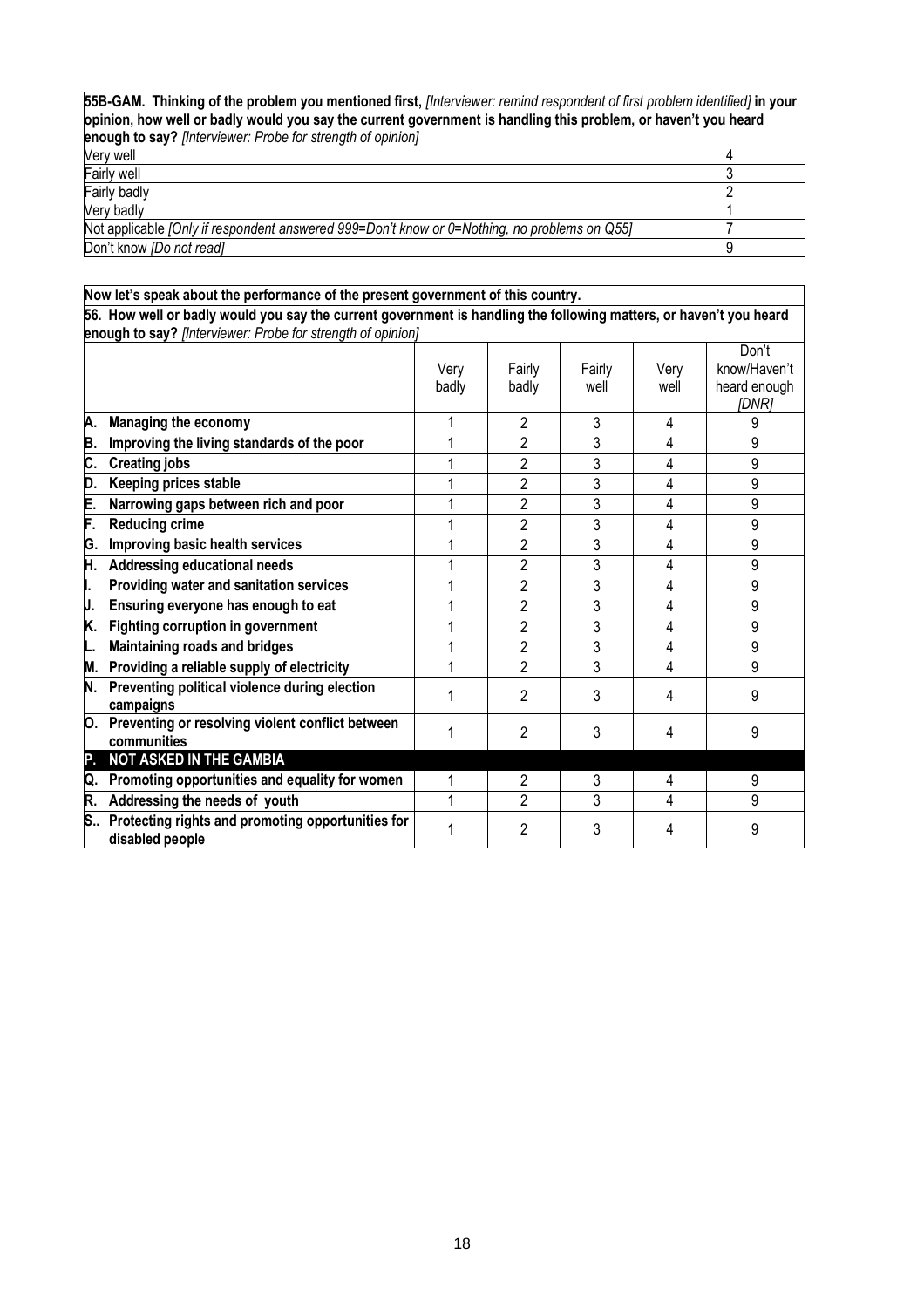**55B-GAM. Thinking of the problem you mentioned first,** *[Interviewer: remind respondent of first problem identified]* **in your opinion, how well or badly would you say the current government is handling this problem, or haven't you heard enough to say?** *[Interviewer: Probe for strength of opinion]*

| | |
|---|---|
| Very well | 4 |
| Fairly well | 3 |
| Fairly badly | 2 |
| Very badly | 1 |
| Not applicable *[Only if respondent answered 999=Don't know or 0=Nothing, no problems on Q55]* | 7 |
| Don't know *[Do not read]* | 9 |

**Now let's speak about the performance of the present government of this country.**

**56. How well or badly would you say the current government is handling the following matters, or haven't you heard enough to say?** *[Interviewer: Probe for strength of opinion]*

| | Very badly | Fairly badly | Fairly well | Very well | Don't know/Haven't heard enough *[DNR]* |
|---|---|---|---|---|---|
| **A. Managing the economy** | 1 | 2 | 3 | 4 | 9 |
| **B. Improving the living standards of the poor** | 1 | 2 | 3 | 4 | 9 |
| **C. Creating jobs** | 1 | 2 | 3 | 4 | 9 |
| **D. Keeping prices stable** | 1 | 2 | 3 | 4 | 9 |
| **E. Narrowing gaps between rich and poor** | 1 | 2 | 3 | 4 | 9 |
| **F. Reducing crime** | 1 | 2 | 3 | 4 | 9 |
| **G. Improving basic health services** | 1 | 2 | 3 | 4 | 9 |
| **H. Addressing educational needs** | 1 | 2 | 3 | 4 | 9 |
| **I. Providing water and sanitation services** | 1 | 2 | 3 | 4 | 9 |
| **J. Ensuring everyone has enough to eat** | 1 | 2 | 3 | 4 | 9 |
| **K. Fighting corruption in government** | 1 | 2 | 3 | 4 | 9 |
| **L. Maintaining roads and bridges** | 1 | 2 | 3 | 4 | 9 |
| **M. Providing a reliable supply of electricity** | 1 | 2 | 3 | 4 | 9 |
| **N. Preventing political violence during election campaigns** | 1 | 2 | 3 | 4 | 9 |
| **O. Preventing or resolving violent conflict between communities** | 1 | 2 | 3 | 4 | 9 |
| **P. NOT ASKED IN THE GAMBIA** | | | | | |
| **Q. Promoting opportunities and equality for women** | 1 | 2 | 3 | 4 | 9 |
| **R. Addressing the needs of youth** | 1 | 2 | 3 | 4 | 9 |
| **S.. Protecting rights and promoting opportunities for disabled people** | 1 | 2 | 3 | 4 | 9 |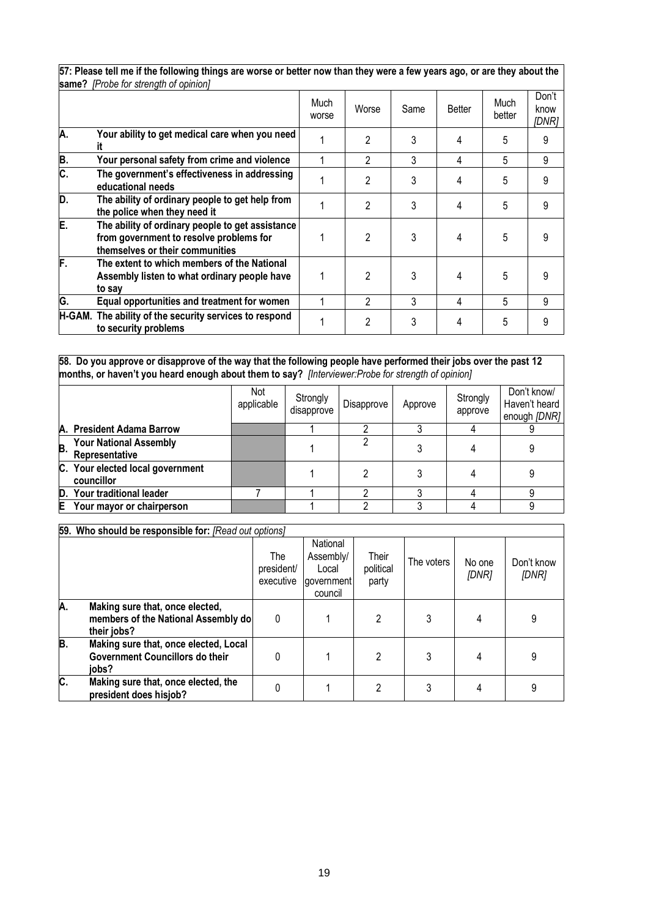**57: Please tell me if the following things are worse or better now than they were a few years ago, or are they about the same?** *[Probe for strength of opinion]*

| | | Much worse | Worse | Same | Better | Much better | Don't know *[DNR]* |
|---|---|---|---|---|---|---|---|
| A. | Your ability to get medical care when you need it | 1 | 2 | 3 | 4 | 5 | 9 |
| B. | Your personal safety from crime and violence | 1 | 2 | 3 | 4 | 5 | 9 |
| C. | The government's effectiveness in addressing educational needs | 1 | 2 | 3 | 4 | 5 | 9 |
| D. | The ability of ordinary people to get help from the police when they need it | 1 | 2 | 3 | 4 | 5 | 9 |
| E. | The ability of ordinary people to get assistance from government to resolve problems for themselves or their communities | 1 | 2 | 3 | 4 | 5 | 9 |
| F. | The extent to which members of the National Assembly listen to what ordinary people have to say | 1 | 2 | 3 | 4 | 5 | 9 |
| G. | Equal opportunities and treatment for women | 1 | 2 | 3 | 4 | 5 | 9 |
| H-GAM. | The ability of the security services to respond to security problems | 1 | 2 | 3 | 4 | 5 | 9 |

**58. Do you approve or disapprove of the way that the following people have performed their jobs over the past 12 months, or haven't you heard enough about them to say?** *[Interviewer:Probe for strength of opinion]*

| | Not applicable | Strongly disapprove | Disapprove | Approve | Strongly approve | Don't know/ Haven't heard enough *[DNR]* |
|---|---|---|---|---|---|---|
| A. President Adama Barrow | | 1 | 2 | 3 | 4 | 9 |
| B. Your National Assembly Representative | | 1 | 2 | 3 | 4 | 9 |
| C. Your elected local government councillor | | 1 | 2 | 3 | 4 | 9 |
| D. Your traditional leader | 7 | 1 | 2 | 3 | 4 | 9 |
| E Your mayor or chairperson | | 1 | 2 | 3 | 4 | 9 |

**59. Who should be responsible for:** *[Read out options]*

| | | The president/ executive | National Assembly/ Local government council | Their political party | The voters | No one *[DNR]* | Don't know *[DNR]* |
|---|---|---|---|---|---|---|---|
| A. | Making sure that, once elected, members of the National Assembly do their jobs? | 0 | 1 | 2 | 3 | 4 | 9 |
| B. | Making sure that, once elected, Local Government Councillors do their jobs? | 0 | 1 | 2 | 3 | 4 | 9 |
| C. | Making sure that, once elected, the president does hisjob? | 0 | 1 | 2 | 3 | 4 | 9 |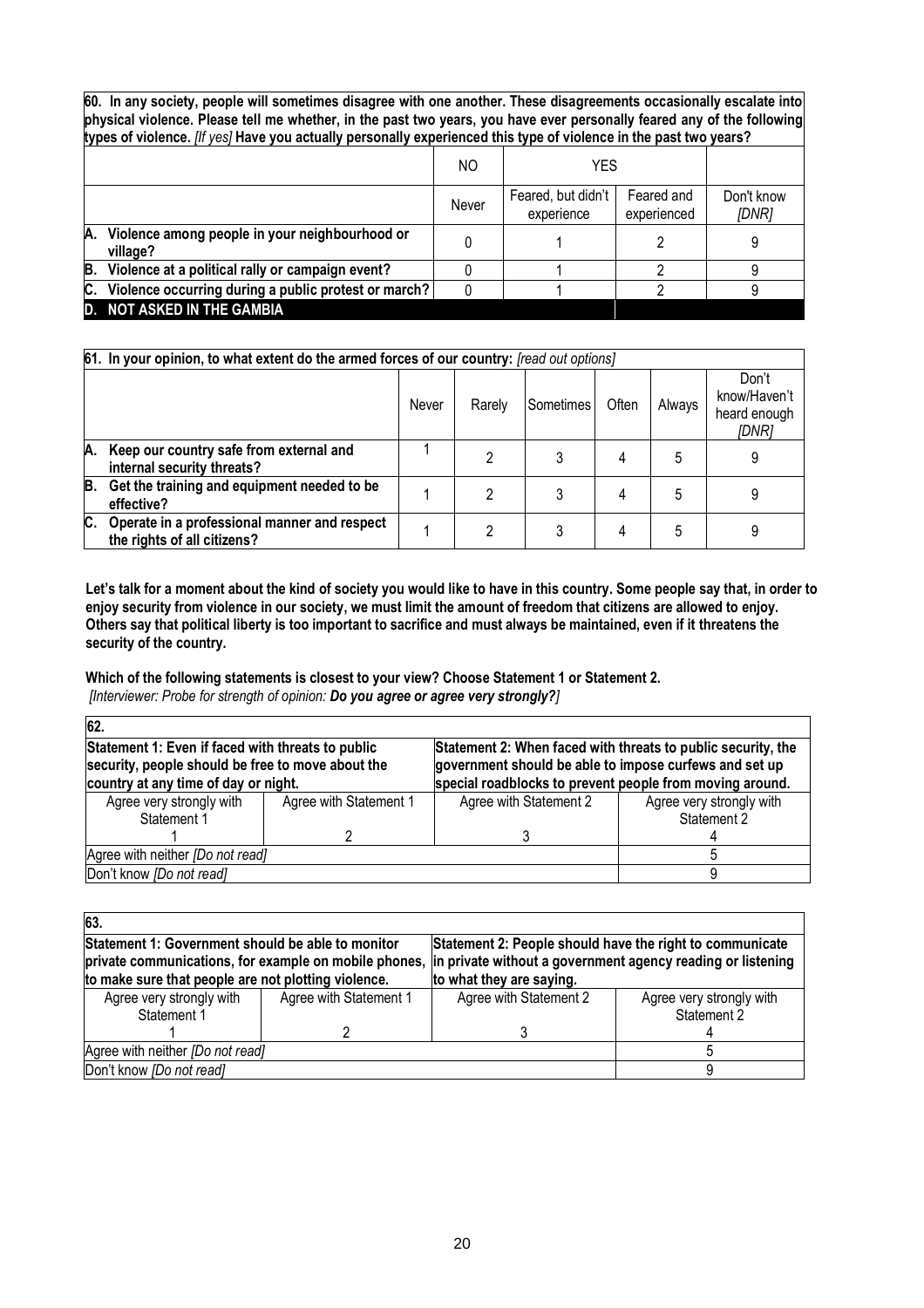**60. In any society, people will sometimes disagree with one another. These disagreements occasionally escalate into physical violence. Please tell me whether, in the past two years, you have ever personally feared any of the following types of violence.** *[If yes]* **Have you actually personally experienced this type of violence in the past two years?**

| | NO | YES | | |
|---|---|---|---|---|
| | Never | Feared, but didn't experience | Feared and experienced | Don't know *[DNR]* |
| **A. Violence among people in your neighbourhood or village?** | 0 | 1 | 2 | 9 |
| **B. Violence at a political rally or campaign event?** | 0 | 1 | 2 | 9 |
| **C. Violence occurring during a public protest or march?** | 0 | 1 | 2 | 9 |
| **D. NOT ASKED IN THE GAMBIA** | | | | |

**61. In your opinion, to what extent do the armed forces of our country:** *[read out options]*

| | Never | Rarely | Sometimes | Often | Always | Don't know/Haven't heard enough *[DNR]* |
|---|---|---|---|---|---|---|
| **A. Keep our country safe from external and internal security threats?** | 1 | 2 | 3 | 4 | 5 | 9 |
| **B. Get the training and equipment needed to be effective?** | 1 | 2 | 3 | 4 | 5 | 9 |
| **C. Operate in a professional manner and respect the rights of all citizens?** | 1 | 2 | 3 | 4 | 5 | 9 |

**Let's talk for a moment about the kind of society you would like to have in this country. Some people say that, in order to enjoy security from violence in our society, we must limit the amount of freedom that citizens are allowed to enjoy. Others say that political liberty is too important to sacrifice and must always be maintained, even if it threatens the security of the country.**

**Which of the following statements is closest to your view? Choose Statement 1 or Statement 2.**
*[Interviewer: Probe for strength of opinion:* ***Do you agree or agree very strongly?****]*

| **62.** | | | |
|---|---|---|---|
| **Statement 1: Even if faced with threats to public security, people should be free to move about the country at any time of day or night.** | | **Statement 2: When faced with threats to public security, the government should be able to impose curfews and set up special roadblocks to prevent people from moving around.** | |
| Agree very strongly with Statement 1<br>1 | Agree with Statement 1<br>2 | Agree with Statement 2<br>3 | Agree very strongly with Statement 2<br>4 |
| Agree with neither *[Do not read]* | | | 5 |
| Don't know *[Do not read]* | | | 9 |

| **63.** | | | |
|---|---|---|---|
| **Statement 1: Government should be able to monitor private communications, for example on mobile phones, to make sure that people are not plotting violence.** | | **Statement 2: People should have the right to communicate in private without a government agency reading or listening to what they are saying.** | |
| Agree very strongly with Statement 1<br>1 | Agree with Statement 1<br>2 | Agree with Statement 2<br>3 | Agree very strongly with Statement 2<br>4 |
| Agree with neither *[Do not read]* | | | 5 |
| Don't know *[Do not read]* | | | 9 |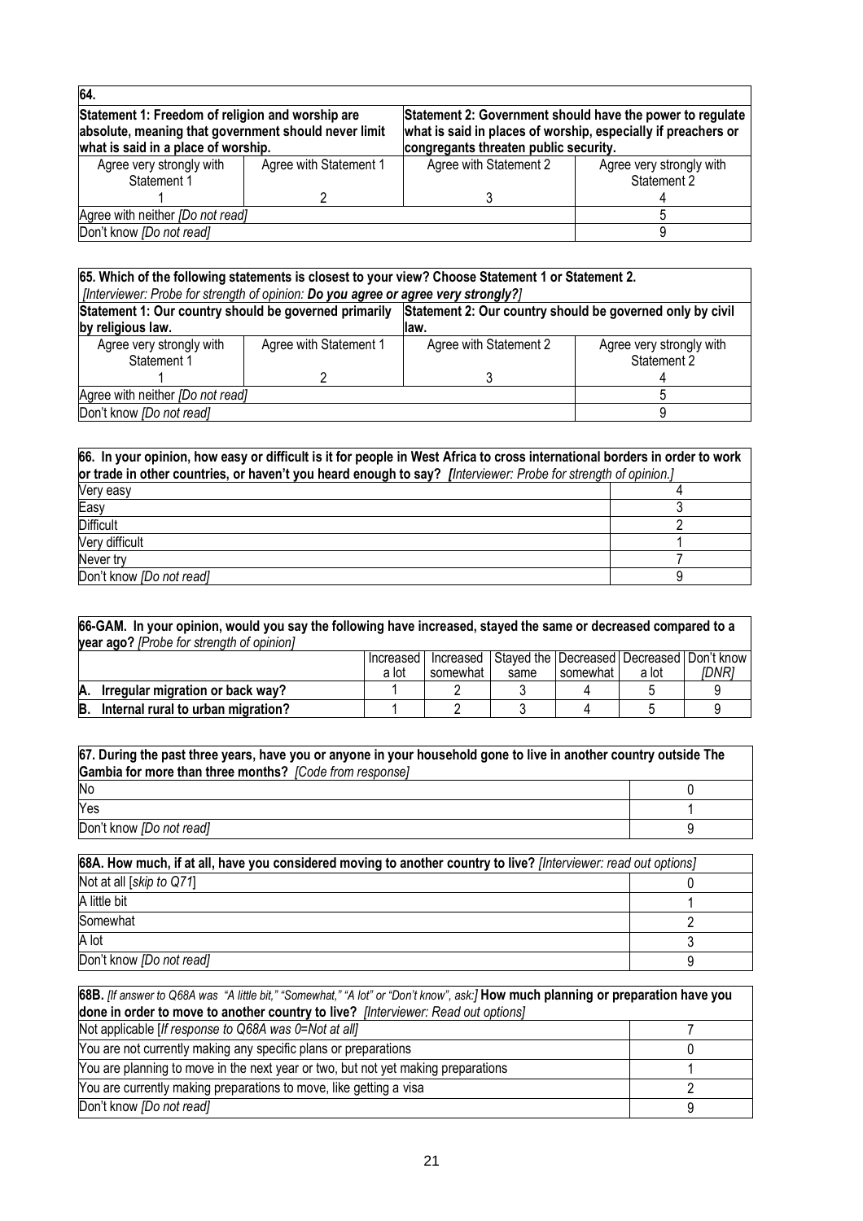| **64.** | | | |
|---|---|---|---|
| **Statement 1: Freedom of religion and worship are absolute, meaning that government should never limit what is said in a place of worship.** | | **Statement 2: Government should have the power to regulate what is said in places of worship, especially if preachers or congregants threaten public security.** | |
| Agree very strongly with Statement 1 | Agree with Statement 1 | Agree with Statement 2 | Agree very strongly with Statement 2 |
| 1 | 2 | 3 | 4 |
| Agree with neither *[Do not read]* | | | 5 |
| Don't know *[Do not read]* | | | 9 |

| **65. Which of the following statements is closest to your view? Choose Statement 1 or Statement 2.** *[Interviewer: Probe for strength of opinion: **Do you agree or agree very strongly?**]* | | | |
|---|---|---|---|
| **Statement 1: Our country should be governed primarily by religious law.** | | **Statement 2: Our country should be governed only by civil law.** | |
| Agree very strongly with Statement 1 | Agree with Statement 1 | Agree with Statement 2 | Agree very strongly with Statement 2 |
| 1 | 2 | 3 | 4 |
| Agree with neither *[Do not read]* | | | 5 |
| Don't know *[Do not read]* | | | 9 |

| **66. In your opinion, how easy or difficult is it for people in West Africa to cross international borders in order to work or trade in other countries, or haven't you heard enough to say?** *[Interviewer: Probe for strength of opinion.]* | |
|---|---|
| Very easy | 4 |
| Easy | 3 |
| Difficult | 2 |
| Very difficult | 1 |
| Never try | 7 |
| Don't know *[Do not read]* | 9 |

| **66-GAM. In your opinion, would you say the following have increased, stayed the same or decreased compared to a year ago?** *[Probe for strength of opinion]* | Increased a lot | Increased somewhat | Stayed the same | Decreased somewhat | Decreased a lot | Don't know *[DNR]* |
|---|---|---|---|---|---|---|
| **A. Irregular migration or back way?** | 1 | 2 | 3 | 4 | 5 | 9 |
| **B. Internal rural to urban migration?** | 1 | 2 | 3 | 4 | 5 | 9 |

| **67. During the past three years, have you or anyone in your household gone to live in another country outside The Gambia for more than three months?** *[Code from response]* | |
|---|---|
| No | 0 |
| Yes | 1 |
| Don't know *[Do not read]* | 9 |

| **68A. How much, if at all, have you considered moving to another country to live?** *[Interviewer: read out options]* | |
|---|---|
| Not at all [*skip to Q71*] | 0 |
| A little bit | 1 |
| Somewhat | 2 |
| A lot | 3 |
| Don't know *[Do not read]* | 9 |

| **68B.** *[If answer to Q68A was "A little bit," "Somewhat," "A lot" or "Don't know", ask:]* **How much planning or preparation have you done in order to move to another country to live?** *[Interviewer: Read out options]* | |
|---|---|
| Not applicable [*If response to Q68A was 0=Not at all*] | 7 |
| You are not currently making any specific plans or preparations | 0 |
| You are planning to move in the next year or two, but not yet making preparations | 1 |
| You are currently making preparations to move, like getting a visa | 2 |
| Don't know *[Do not read]* | 9 |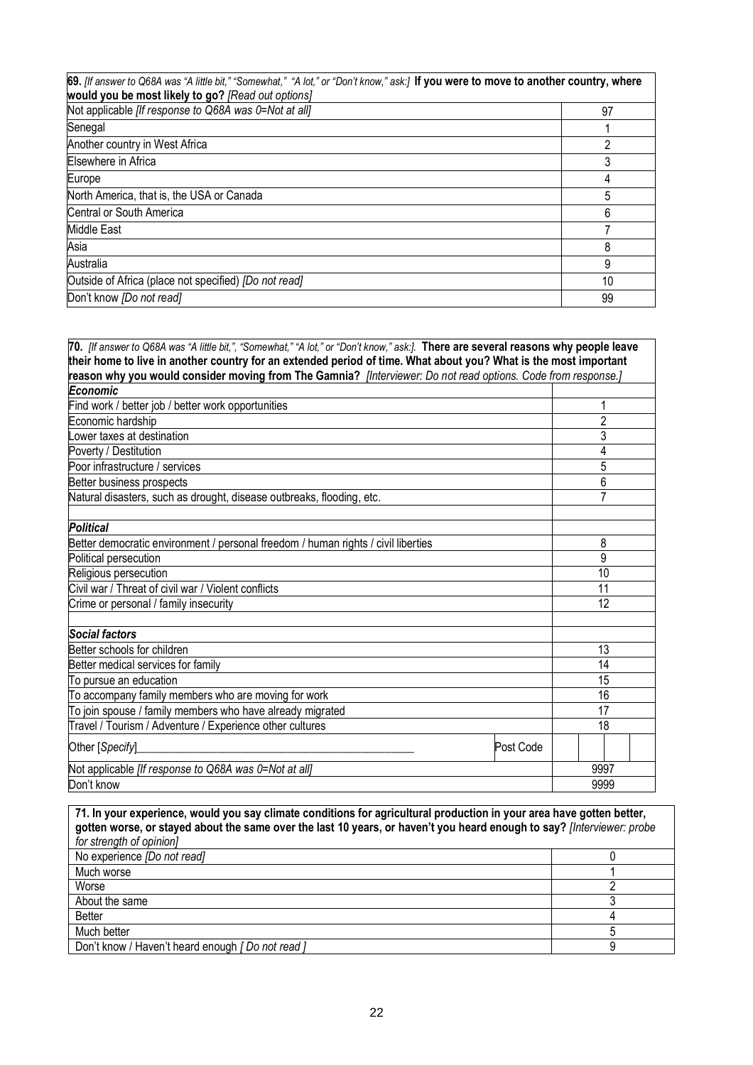| **69.** *[If answer to Q68A was "A little bit," "Somewhat," "A lot," or "Don't know," ask:]* **If you were to move to another country, where would you be most likely to go?** *[Read out options]* | |
|---|---|
| Not applicable *[If response to Q68A was 0=Not at all]* | 97 |
| Senegal | 1 |
| Another country in West Africa | 2 |
| Elsewhere in Africa | 3 |
| Europe | 4 |
| North America, that is, the USA or Canada | 5 |
| Central or South America | 6 |
| Middle East | 7 |
| Asia | 8 |
| Australia | 9 |
| Outside of Africa (place not specified) *[Do not read]* | 10 |
| Don't know *[Do not read]* | 99 |

| **70.** *[If answer to Q68A was "A little bit,", "Somewhat," "A lot," or "Don't know," ask:].* **There are several reasons why people leave their home to live in another country for an extended period of time. What about you? What is the most important reason why you would consider moving from The Gamnia?** *[Interviewer: Do not read options. Code from response.]* | | |
|---|---|---|
| ***Economic*** | | |
| Find work / better job / better work opportunities | | 1 |
| Economic hardship | | 2 |
| Lower taxes at destination | | 3 |
| Poverty / Destitution | | 4 |
| Poor infrastructure / services | | 5 |
| Better business prospects | | 6 |
| Natural disasters, such as drought, disease outbreaks, flooding, etc. | | 7 |
| | | |
| ***Political*** | | |
| Better democratic environment / personal freedom / human rights / civil liberties | | 8 |
| Political persecution | | 9 |
| Religious persecution | | 10 |
| Civil war / Threat of civil war / Violent conflicts | | 11 |
| Crime or personal / family insecurity | | 12 |
| | | |
| ***Social factors*** | | |
| Better schools for children | | 13 |
| Better medical services for family | | 14 |
| To pursue an education | | 15 |
| To accompany family members who are moving for work | | 16 |
| To join spouse / family members who have already migrated | | 17 |
| Travel / Tourism / Adventure / Experience other cultures | | 18 |
| Other [*Specify*]\_\_\_\_\_\_\_\_\_\_\_\_\_\_\_\_\_\_\_\_\_\_\_\_\_\_\_\_\_\_\_\_\_\_\_\_\_\_\_\_ | Post Code | |
| Not applicable *[If response to Q68A was 0=Not at all]* | | 9997 |
| Don't know | | 9999 |

| **71. In your experience, would you say climate conditions for agricultural production in your area have gotten better, gotten worse, or stayed about the same over the last 10 years, or haven't you heard enough to say?** *[Interviewer: probe for strength of opinion]* | |
|---|---|
| No experience *[Do not read]* | 0 |
| Much worse | 1 |
| Worse | 2 |
| About the same | 3 |
| Better | 4 |
| Much better | 5 |
| Don't know / Haven't heard enough *[ Do not read ]* | 9 |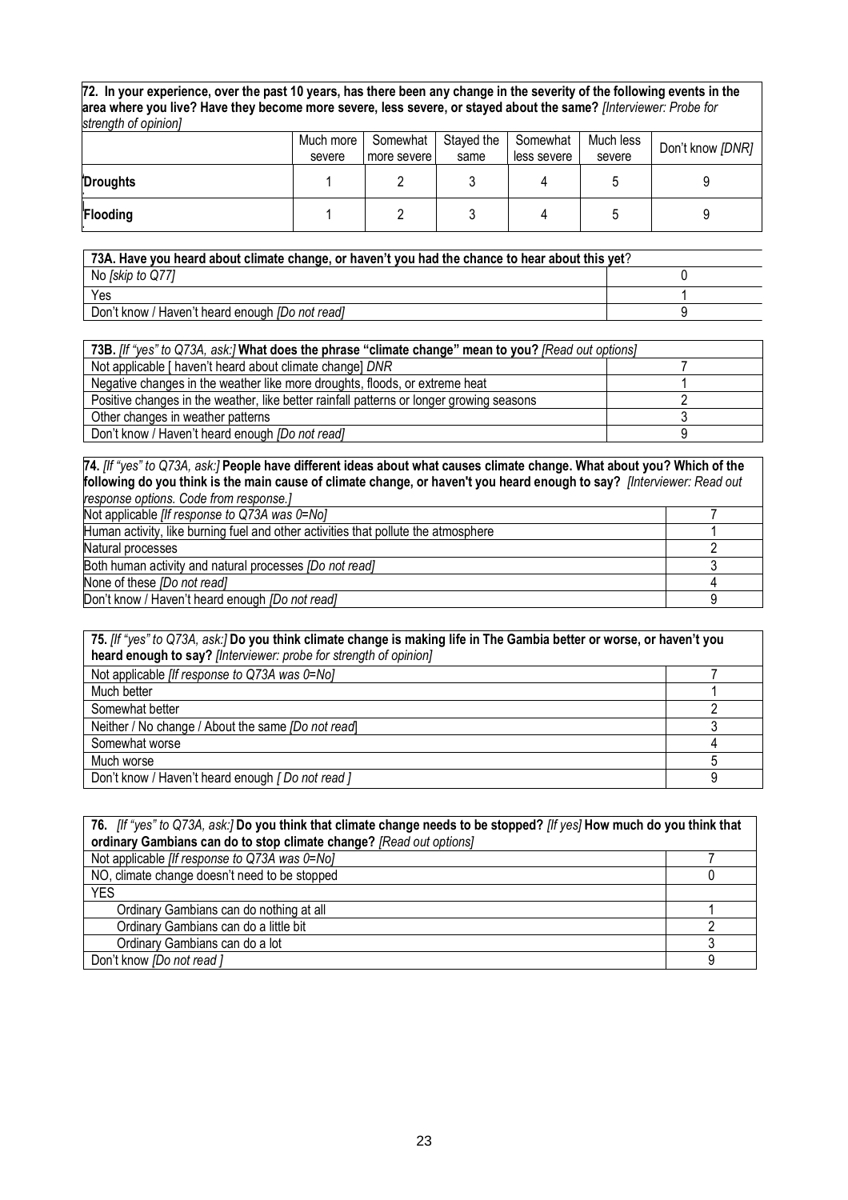| **72. In your experience, over the past 10 years, has there been any change in the severity of the following events in the area where you live? Have they become more severe, less severe, or stayed about the same?** *[Interviewer: Probe for strength of opinion]* | | | | | | |
|---|---|---|---|---|---|---|
| | Much more severe | Somewhat more severe | Stayed the same | Somewhat less severe | Much less severe | Don't know *[DNR]* |
| **Droughts** | 1 | 2 | 3 | 4 | 5 | 9 |
| **Flooding** | 1 | 2 | 3 | 4 | 5 | 9 |

| **73A. Have you heard about climate change, or haven't you had the chance to hear about this yet**? | |
|---|---|
| No *[skip to Q77]* | 0 |
| Yes | 1 |
| Don't know / Haven't heard enough *[Do not read]* | 9 |

| **73B.** *[If "yes" to Q73A, ask:]* **What does the phrase "climate change" mean to you?** *[Read out options]* | |
|---|---|
| Not applicable [ haven't heard about climate change] *DNR* | 7 |
| Negative changes in the weather like more droughts, floods, or extreme heat | 1 |
| Positive changes in the weather, like better rainfall patterns or longer growing seasons | 2 |
| Other changes in weather patterns | 3 |
| Don't know / Haven't heard enough *[Do not read]* | 9 |

| **74.** *[If "yes" to Q73A, ask:]* **People have different ideas about what causes climate change. What about you? Which of the following do you think is the main cause of climate change, or haven't you heard enough to say?** *[Interviewer: Read out response options. Code from response.]* | |
|---|---|
| Not applicable *[If response to Q73A was 0=No]* | 7 |
| Human activity, like burning fuel and other activities that pollute the atmosphere | 1 |
| Natural processes | 2 |
| Both human activity and natural processes *[Do not read]* | 3 |
| None of these *[Do not read]* | 4 |
| Don't know / Haven't heard enough *[Do not read]* | 9 |

| **75.** *[If "yes" to Q73A, ask:]* **Do you think climate change is making life in The Gambia better or worse, or haven't you heard enough to say?** *[Interviewer: probe for strength of opinion]* | |
|---|---|
| Not applicable *[If response to Q73A was 0=No]* | 7 |
| Much better | 1 |
| Somewhat better | 2 |
| Neither / No change / About the same *[Do not read]* | 3 |
| Somewhat worse | 4 |
| Much worse | 5 |
| Don't know / Haven't heard enough *[ Do not read ]* | 9 |

| **76.** *[If "yes" to Q73A, ask:]* **Do you think that climate change needs to be stopped?** *[If yes]* **How much do you think that ordinary Gambians can do to stop climate change?** *[Read out options]* | |
|---|---|
| Not applicable *[If response to Q73A was 0=No]* | 7 |
| NO, climate change doesn't need to be stopped | 0 |
| YES | |
| Ordinary Gambians can do nothing at all | 1 |
| Ordinary Gambians can do a little bit | 2 |
| Ordinary Gambians can do a lot | 3 |
| Don't know *[Do not read ]* | 9 |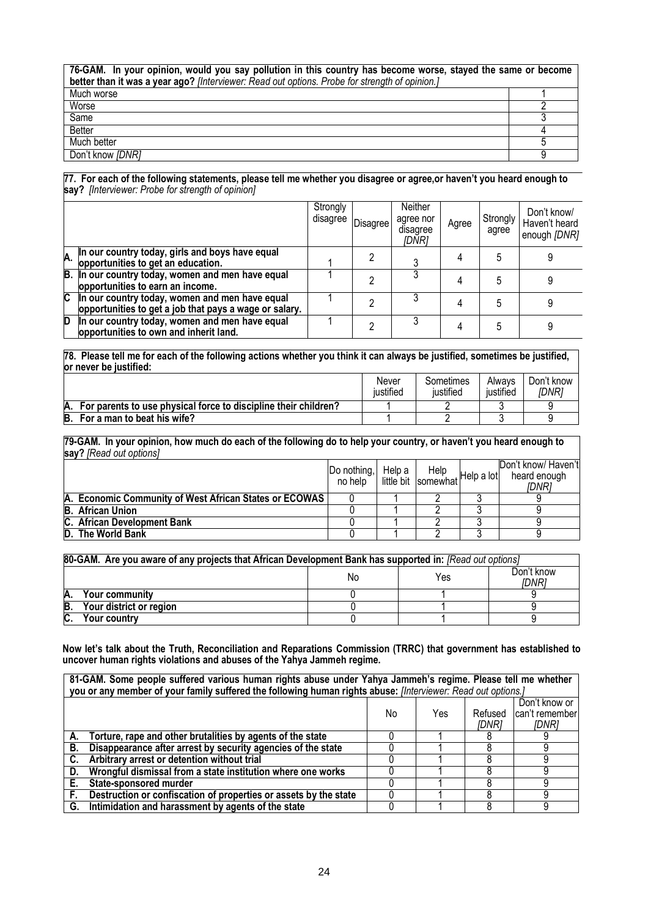**76-GAM. In your opinion, would you say pollution in this country has become worse, stayed the same or become better than it was a year ago?** *[Interviewer: Read out options. Probe for strength of opinion.]*

| | |
|---|---|
| Much worse | 1 |
| Worse | 2 |
| Same | 3 |
| Better | 4 |
| Much better | 5 |
| Don't know *[DNR]* | 9 |

**77. For each of the following statements, please tell me whether you disagree or agree,or haven't you heard enough to say?** *[Interviewer: Probe for strength of opinion]*

| | Strongly disagree | Disagree | Neither agree nor disagree *[DNR]* | Agree | Strongly agree | Don't know/ Haven't heard enough *[DNR]* |
|---|---|---|---|---|---|---|
| **A. In our country today, girls and boys have equal opportunities to get an education.** | 1 | 2 | 3 | 4 | 5 | 9 |
| **B. In our country today, women and men have equal opportunities to earn an income.** | 1 | 2 | 3 | 4 | 5 | 9 |
| **C In our country today, women and men have equal opportunities to get a job that pays a wage or salary.** | 1 | 2 | 3 | 4 | 5 | 9 |
| **D In our country today, women and men have equal opportunities to own and inherit land.** | 1 | 2 | 3 | 4 | 5 | 9 |

**78. Please tell me for each of the following actions whether you think it can always be justified, sometimes be justified, or never be justified:**

| | Never justified | Sometimes justified | Always justified | Don't know *[DNR]* |
|---|---|---|---|---|
| **A. For parents to use physical force to discipline their children?** | 1 | 2 | 3 | 9 |
| **B. For a man to beat his wife?** | 1 | 2 | 3 | 9 |

**79-GAM. In your opinion, how much do each of the following do to help your country, or haven't you heard enough to say?** *[Read out options]*

| | Do nothing, no help | Help a little bit | Help somewhat | Help a lot | Don't know/ Haven't heard enough *[DNR]* |
|---|---|---|---|---|---|
| **A. Economic Community of West African States or ECOWAS** | 0 | 1 | 2 | 3 | 9 |
| **B. African Union** | 0 | 1 | 2 | 3 | 9 |
| **C. African Development Bank** | 0 | 1 | 2 | 3 | 9 |
| **D. The World Bank** | 0 | 1 | 2 | 3 | 9 |

**80-GAM. Are you aware of any projects that African Development Bank has supported in:** *[Read out options]*

| | No | Yes | Don't know *[DNR]* |
|---|---|---|---|
| **A. Your community** | 0 | 1 | 9 |
| **B. Your district or region** | 0 | 1 | 9 |
| **C. Your country** | 0 | 1 | 9 |

**Now let's talk about the Truth, Reconciliation and Reparations Commission (TRRC) that government has established to uncover human rights violations and abuses of the Yahya Jammeh regime.**

**81-GAM. Some people suffered various human rights abuse under Yahya Jammeh's regime. Please tell me whether you or any member of your family suffered the following human rights abuse:** *[Interviewer: Read out options.]*

| | No | Yes | Refused *[DNR]* | Don't know or can't remember *[DNR]* |
|---|---|---|---|---|
| **A. Torture, rape and other brutalities by agents of the state** | 0 | 1 | 8 | 9 |
| **B. Disappearance after arrest by security agencies of the state** | 0 | 1 | 8 | 9 |
| **C. Arbitrary arrest or detention without trial** | 0 | 1 | 8 | 9 |
| **D. Wrongful dismissal from a state institution where one works** | 0 | 1 | 8 | 9 |
| **E. State-sponsored murder** | 0 | 1 | 8 | 9 |
| **F. Destruction or confiscation of properties or assets by the state** | 0 | 1 | 8 | 9 |
| **G. Intimidation and harassment by agents of the state** | 0 | 1 | 8 | 9 |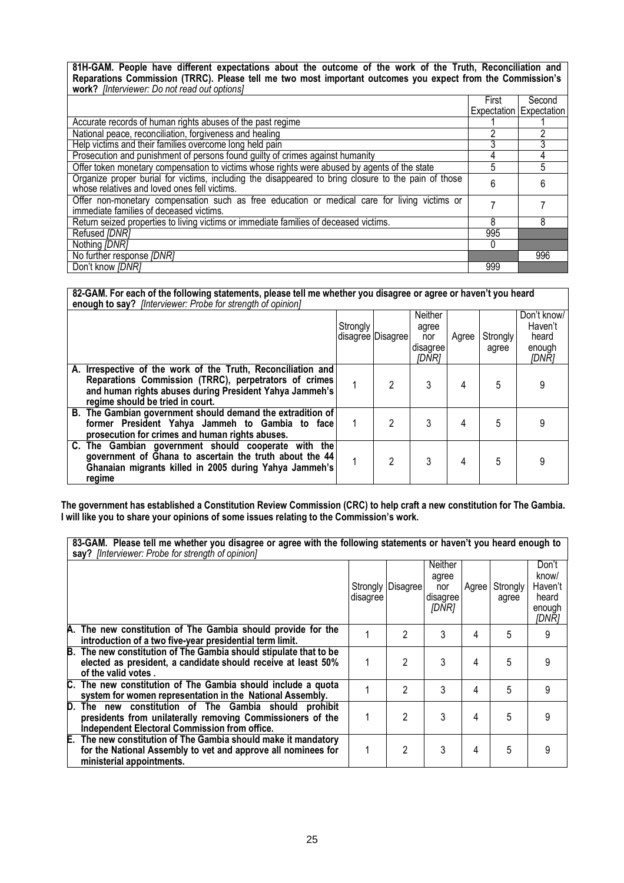**81H-GAM. People have different expectations about the outcome of the work of the Truth, Reconciliation and Reparations Commission (TRRC). Please tell me two most important outcomes you expect from the Commission's work?** *[Interviewer: Do not read out options]*

| | First Expectation | Second Expectation |
|---|---|---|
| Accurate records of human rights abuses of the past regime | 1 | 1 |
| National peace, reconciliation, forgiveness and healing | 2 | 2 |
| Help victims and their families overcome long held pain | 3 | 3 |
| Prosecution and punishment of persons found guilty of crimes against humanity | 4 | 4 |
| Offer token monetary compensation to victims whose rights were abused by agents of the state | 5 | 5 |
| Organize proper burial for victims, including the disappeared to bring closure to the pain of those whose relatives and loved ones fell victims. | 6 | 6 |
| Offer non-monetary compensation such as free education or medical care for living victims or immediate families of deceased victims. | 7 | 7 |
| Return seized properties to living victims or immediate families of deceased victims. | 8 | 8 |
| Refused *[DNR]* | 995 | |
| Nothing *[DNR]* | 0 | |
| No further response *[DNR]* | | 996 |
| Don't know *[DNR]* | 999 | |

**82-GAM. For each of the following statements, please tell me whether you disagree or agree or haven't you heard enough to say?** *[Interviewer: Probe for strength of opinion]*

| | Strongly disagree | Disagree | Neither agree nor disagree *[DNR]* | Agree | Strongly agree | Don't know/ Haven't heard enough *[DNR]* |
|---|---|---|---|---|---|---|
| **A. Irrespective of the work of the Truth, Reconciliation and Reparations Commission (TRRC), perpetrators of crimes and human rights abuses during President Yahya Jammeh's regime should be tried in court.** | 1 | 2 | 3 | 4 | 5 | 9 |
| **B. The Gambian government should demand the extradition of former President Yahya Jammeh to Gambia to face prosecution for crimes and human rights abuses.** | 1 | 2 | 3 | 4 | 5 | 9 |
| **C. The Gambian government should cooperate with the government of Ghana to ascertain the truth about the 44 Ghanaian migrants killed in 2005 during Yahya Jammeh's regime** | 1 | 2 | 3 | 4 | 5 | 9 |

**The government has established a Constitution Review Commission (CRC) to help craft a new constitution for The Gambia. I will like you to share your opinions of some issues relating to the Commission's work.**

**83-GAM. Please tell me whether you disagree or agree with the following statements or haven't you heard enough to say?** *[Interviewer: Probe for strength of opinion]*

| | Strongly disagree | Disagree | Neither agree nor disagree *[DNR]* | Agree | Strongly agree | Don't know/ Haven't heard enough *[DNR]* |
|---|---|---|---|---|---|---|
| **A. The new constitution of The Gambia should provide for the introduction of a two five-year presidential term limit.** | 1 | 2 | 3 | 4 | 5 | 9 |
| **B. The new constitution of The Gambia should stipulate that to be elected as president, a candidate should receive at least 50% of the valid votes .** | 1 | 2 | 3 | 4 | 5 | 9 |
| **C. The new constitution of The Gambia should include a quota system for women representation in the National Assembly.** | 1 | 2 | 3 | 4 | 5 | 9 |
| **D. The new constitution of The Gambia should prohibit presidents from unilaterally removing Commissioners of the Independent Electoral Commission from office.** | 1 | 2 | 3 | 4 | 5 | 9 |
| **E. The new constitution of The Gambia should make it mandatory for the National Assembly to vet and approve all nominees for ministerial appointments.** | 1 | 2 | 3 | 4 | 5 | 9 |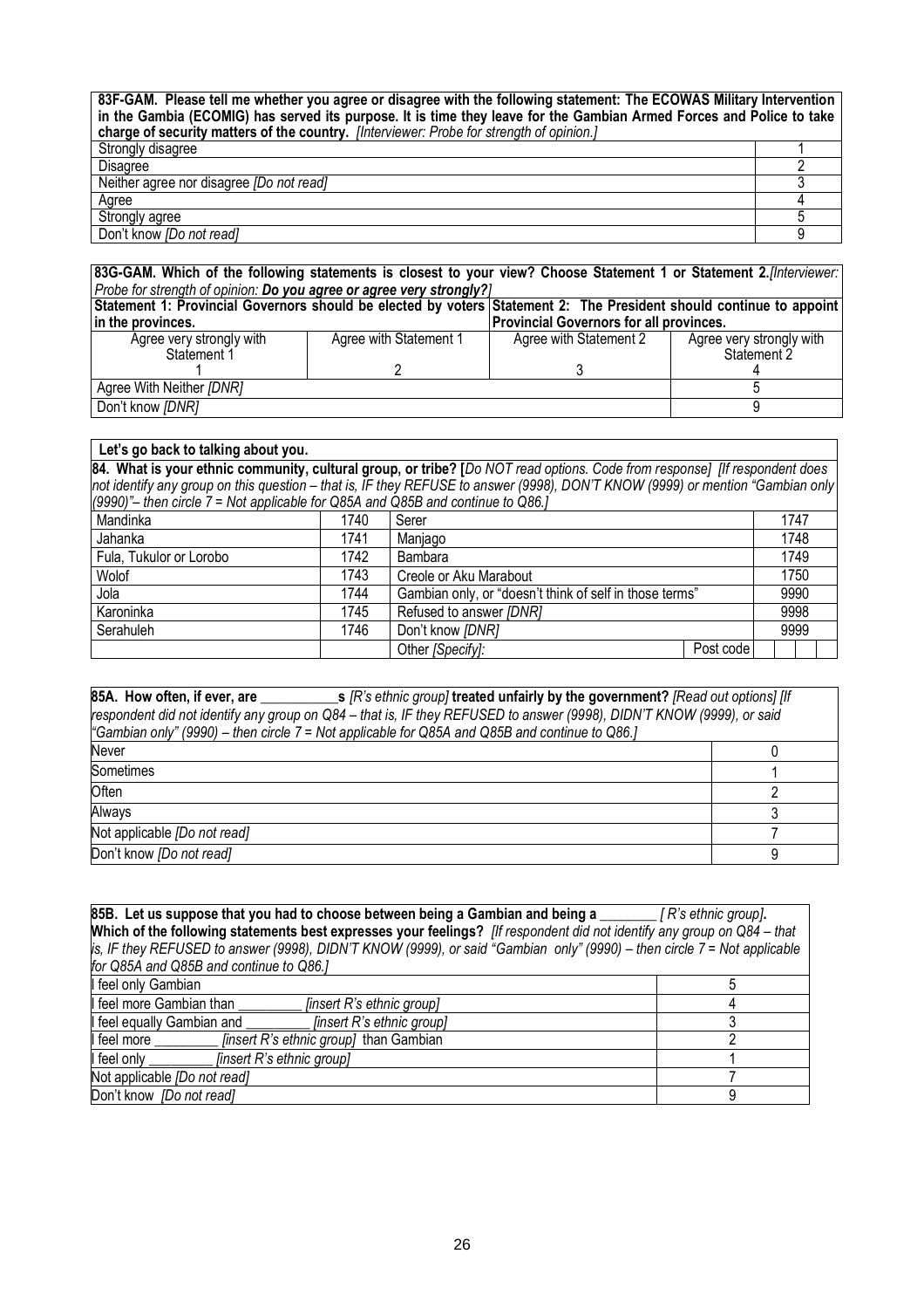| **83F-GAM. Please tell me whether you agree or disagree with the following statement: The ECOWAS Military Intervention in the Gambia (ECOMIG) has served its purpose. It is time they leave for the Gambian Armed Forces and Police to take charge of security matters of the country.** *[Interviewer: Probe for strength of opinion.]* | |
|---|---|
| Strongly disagree | 1 |
| Disagree | 2 |
| Neither agree nor disagree *[Do not read]* | 3 |
| Agree | 4 |
| Strongly agree | 5 |
| Don't know *[Do not read]* | 9 |

| **83G-GAM. Which of the following statements is closest to your view? Choose Statement 1 or Statement 2.** *[Interviewer: Probe for strength of opinion:* ***Do you agree or agree very strongly?****]* | | | |
|---|---|---|---|
| **Statement 1: Provincial Governors should be elected by voters in the provinces.** | | **Statement 2: The President should continue to appoint Provincial Governors for all provinces.** | |
| Agree very strongly with Statement 1 | Agree with Statement 1 | Agree with Statement 2 | Agree very strongly with Statement 2 |
| 1 | 2 | 3 | 4 |
| Agree With Neither *[DNR]* | | | 5 |
| Don't know *[DNR]* | | | 9 |

**Let's go back to talking about you.**

**84. What is your ethnic community, cultural group, or tribe? [***Do NOT read options. Code from response] [If respondent does not identify any group on this question – that is, IF they REFUSE to answer (9998), DON'T KNOW (9999) or mention "Gambian only (9990)"– then circle 7 = Not applicable for Q85A and Q85B and continue to Q86.]*

| | | | |
|---|---|---|---|
| Mandinka | 1740 | Serer | 1747 |
| Jahanka | 1741 | Manjago | 1748 |
| Fula, Tukulor or Lorobo | 1742 | Bambara | 1749 |
| Wolof | 1743 | Creole or Aku Marabout | 1750 |
| Jola | 1744 | Gambian only, or "doesn't think of self in those terms" | 9990 |
| Karoninka | 1745 | Refused to answer *[DNR]* | 9998 |
| Serahuleh | 1746 | Don't know *[DNR]* | 9999 |
| | | Other *[Specify]*: | Post code |

| **85A. How often, if ever, are \_\_\_\_\_\_\_\_\_\_\_s** *[R's ethnic group]* **treated unfairly by the government?** *[Read out options] [If respondent did not identify any group on Q84 – that is, IF they REFUSED to answer (9998), DIDN'T KNOW (9999), or said "Gambian only" (9990) – then circle 7 = Not applicable for Q85A and Q85B and continue to Q86.]* | |
|---|---|
| Never | 0 |
| Sometimes | 1 |
| Often | 2 |
| Always | 3 |
| Not applicable *[Do not read]* | 7 |
| Don't know *[Do not read]* | 9 |

| **85B. Let us suppose that you had to choose between being a Gambian and being a \_\_\_\_\_\_\_\_** *[ R's ethnic group]***. Which of the following statements best expresses your feelings?** *[If respondent did not identify any group on Q84 – that is, IF they REFUSED to answer (9998), DIDN'T KNOW (9999), or said "Gambian only" (9990) – then circle 7 = Not applicable for Q85A and Q85B and continue to Q86.]* | |
|---|---|
| I feel only Gambian | 5 |
| I feel more Gambian than \_\_\_\_\_\_\_\_\_ *[insert R's ethnic group]* | 4 |
| I feel equally Gambian and \_\_\_\_\_\_\_\_\_ *[insert R's ethnic group]* | 3 |
| I feel more \_\_\_\_\_\_\_\_\_ *[insert R's ethnic group]* than Gambian | 2 |
| I feel only \_\_\_\_\_\_\_\_\_ *[insert R's ethnic group]* | 1 |
| Not applicable *[Do not read]* | 7 |
| Don't know *[Do not read]* | 9 |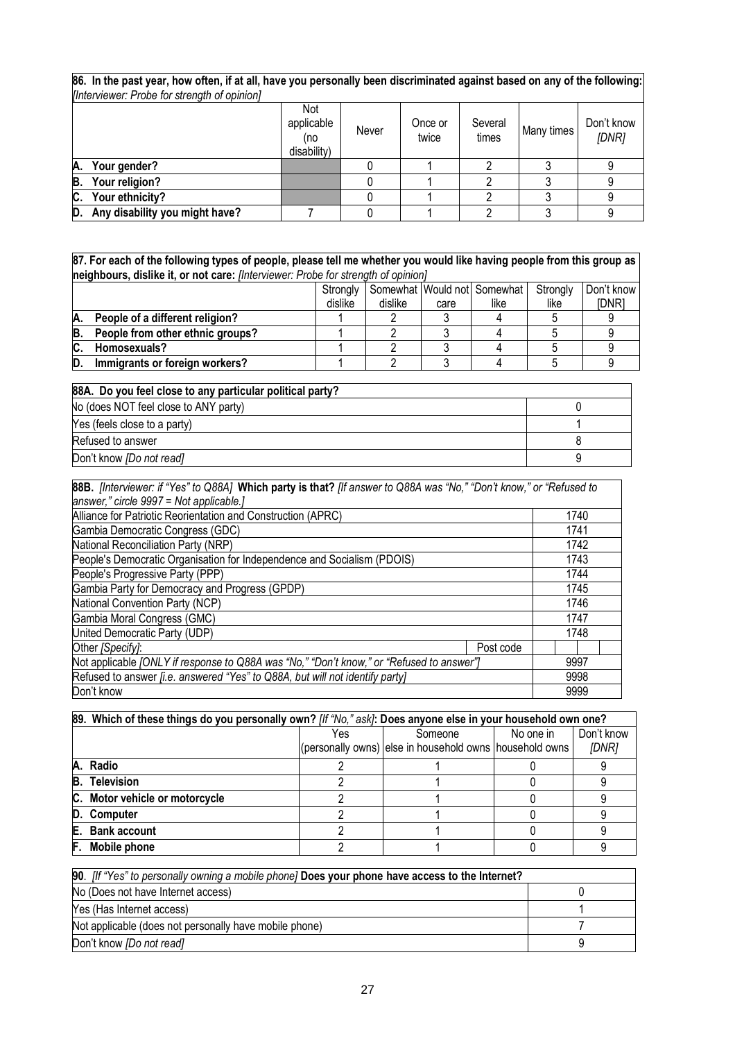**86. In the past year, how often, if at all, have you personally been discriminated against based on any of the following:** *[Interviewer: Probe for strength of opinion]*

| | Not applicable (no disability) | Never | Once or twice | Several times | Many times | Don't know *[DNR]* |
|---|---|---|---|---|---|---|
| **A. Your gender?** | | 0 | 1 | 2 | 3 | 9 |
| **B. Your religion?** | | 0 | 1 | 2 | 3 | 9 |
| **C. Your ethnicity?** | | 0 | 1 | 2 | 3 | 9 |
| **D. Any disability you might have?** | 7 | 0 | 1 | 2 | 3 | 9 |

**87. For each of the following types of people, please tell me whether you would like having people from this group as neighbours, dislike it, or not care:** *[Interviewer: Probe for strength of opinion]*

| | Strongly dislike | Somewhat dislike | Would not care | Somewhat like | Strongly like | Don't know [DNR] |
|---|---|---|---|---|---|---|
| **A. People of a different religion?** | 1 | 2 | 3 | 4 | 5 | 9 |
| **B. People from other ethnic groups?** | 1 | 2 | 3 | 4 | 5 | 9 |
| **C. Homosexuals?** | 1 | 2 | 3 | 4 | 5 | 9 |
| **D. Immigrants or foreign workers?** | 1 | 2 | 3 | 4 | 5 | 9 |

| **88A. Do you feel close to any particular political party?** | |
|---|---|
| No (does NOT feel close to ANY party) | 0 |
| Yes (feels close to a party) | 1 |
| Refused to answer | 8 |
| Don't know *[Do not read]* | 9 |

| **88B.** *[Interviewer: if "Yes" to Q88A]* **Which party is that?** *[If answer to Q88A was "No," "Don't know," or "Refused to answer," circle 9997 = Not applicable.]* | | |
|---|---|---|
| Alliance for Patriotic Reorientation and Construction (APRC) | | 1740 |
| Gambia Democratic Congress (GDC) | | 1741 |
| National Reconciliation Party (NRP) | | 1742 |
| People's Democratic Organisation for Independence and Socialism (PDOIS) | | 1743 |
| People's Progressive Party (PPP) | | 1744 |
| Gambia Party for Democracy and Progress (GPDP) | | 1745 |
| National Convention Party (NCP) | | 1746 |
| Gambia Moral Congress (GMC) | | 1747 |
| United Democratic Party (UDP) | | 1748 |
| Other *[Specify]*: | Post code | |
| Not applicable *[ONLY if response to Q88A was "No," "Don't know," or "Refused to answer"]* | | 9997 |
| Refused to answer *[i.e. answered "Yes" to Q88A, but will not identify party]* | | 9998 |
| Don't know | | 9999 |

**89. Which of these things do you personally own?** *[If "No," ask]*: **Does anyone else in your household own one?**

| | Yes (personally owns) | Someone else in household owns | No one in household owns | Don't know *[DNR]* |
|---|---|---|---|---|
| **A. Radio** | 2 | 1 | 0 | 9 |
| **B. Television** | 2 | 1 | 0 | 9 |
| **C. Motor vehicle or motorcycle** | 2 | 1 | 0 | 9 |
| **D. Computer** | 2 | 1 | 0 | 9 |
| **E. Bank account** | 2 | 1 | 0 | 9 |
| **F. Mobile phone** | 2 | 1 | 0 | 9 |

| **90.** *[If "Yes" to personally owning a mobile phone]* **Does your phone have access to the Internet?** | |
|---|---|
| No (Does not have Internet access) | 0 |
| Yes (Has Internet access) | 1 |
| Not applicable (does not personally have mobile phone) | 7 |
| Don't know *[Do not read]* | 9 |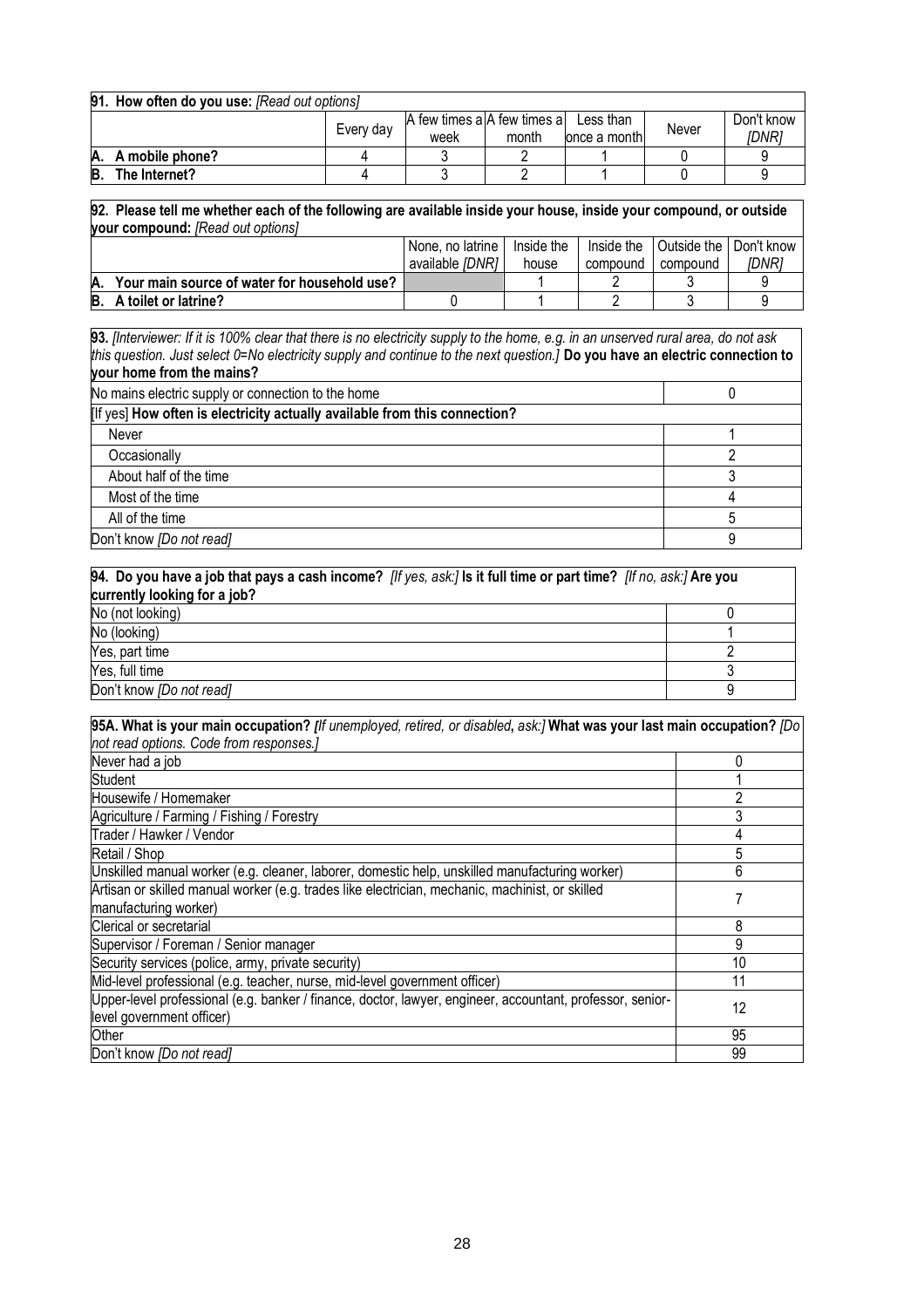**91. How often do you use:** *[Read out options]*

| | Every day | A few times a week | A few times a month | Less than once a month | Never | Don't know *[DNR]* |
|---|---|---|---|---|---|---|
| **A. A mobile phone?** | 4 | 3 | 2 | 1 | 0 | 9 |
| **B. The Internet?** | 4 | 3 | 2 | 1 | 0 | 9 |

**92. Please tell me whether each of the following are available inside your house, inside your compound, or outside your compound:** *[Read out options]*

| | None, no latrine available *[DNR]* | Inside the house | Inside the compound | Outside the compound | Don't know *[DNR]* |
|---|---|---|---|---|---|
| **A. Your main source of water for household use?** | | 1 | 2 | 3 | 9 |
| **B. A toilet or latrine?** | 0 | 1 | 2 | 3 | 9 |

**93.** *[Interviewer: If it is 100% clear that there is no electricity supply to the home, e.g. in an unserved rural area, do not ask this question. Just select 0=No electricity supply and continue to the next question.]* **Do you have an electric connection to your home from the mains?**

| | |
|---|---|
| No mains electric supply or connection to the home | 0 |
| [If yes] **How often is electricity actually available from this connection?** | |
| Never | 1 |
| Occasionally | 2 |
| About half of the time | 3 |
| Most of the time | 4 |
| All of the time | 5 |
| Don't know *[Do not read]* | 9 |

**94. Do you have a job that pays a cash income?** *[If yes, ask:]* **Is it full time or part time?** *[If no, ask:]* **Are you currently looking for a job?**

| | |
|---|---|
| No (not looking) | 0 |
| No (looking) | 1 |
| Yes, part time | 2 |
| Yes, full time | 3 |
| Don't know *[Do not read]* | 9 |

**95A. What is your main occupation?** *[If unemployed, retired, or disabled, ask:]* **What was your last main occupation?** *[Do not read options. Code from responses.]*

| | |
|---|---|
| Never had a job | 0 |
| Student | 1 |
| Housewife / Homemaker | 2 |
| Agriculture / Farming / Fishing / Forestry | 3 |
| Trader / Hawker / Vendor | 4 |
| Retail / Shop | 5 |
| Unskilled manual worker (e.g. cleaner, laborer, domestic help, unskilled manufacturing worker) | 6 |
| Artisan or skilled manual worker (e.g. trades like electrician, mechanic, machinist, or skilled manufacturing worker) | 7 |
| Clerical or secretarial | 8 |
| Supervisor / Foreman / Senior manager | 9 |
| Security services (police, army, private security) | 10 |
| Mid-level professional (e.g. teacher, nurse, mid-level government officer) | 11 |
| Upper-level professional (e.g. banker / finance, doctor, lawyer, engineer, accountant, professor, senior-level government officer) | 12 |
| Other | 95 |
| Don't know *[Do not read]* | 99 |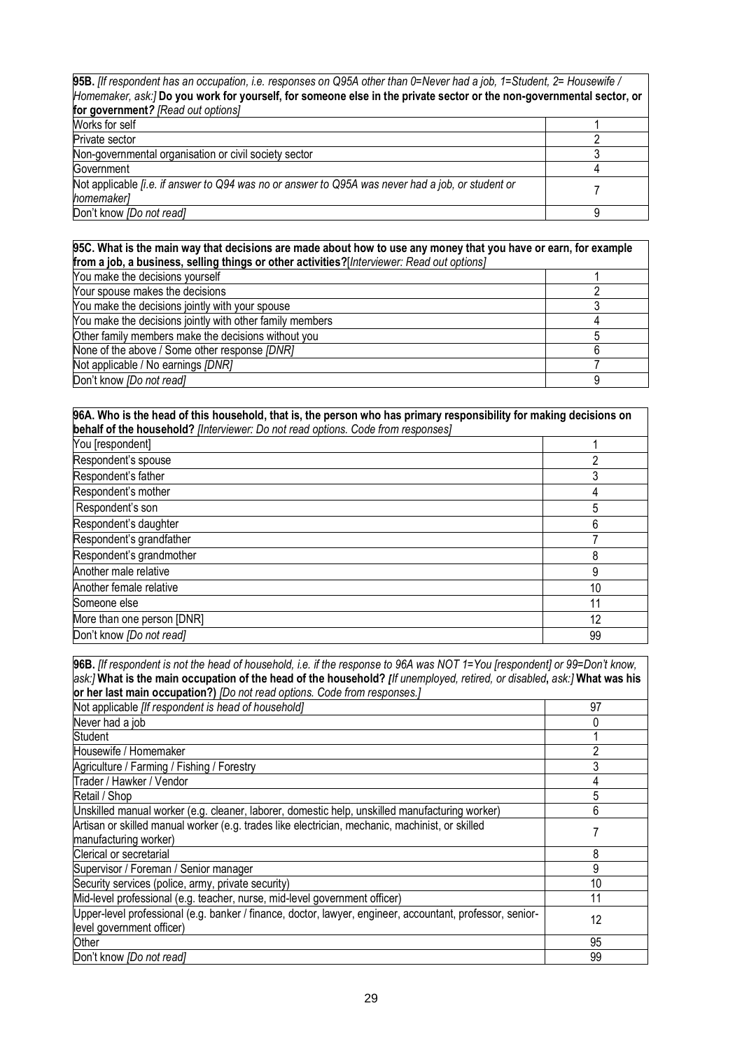| **95B.** *[If respondent has an occupation, i.e. responses on Q95A other than 0=Never had a job, 1=Student, 2= Housewife / Homemaker, ask:]* **Do you work for yourself, for someone else in the private sector or the non-governmental sector, or for government?** *[Read out options]* | |
|---|---|
| Works for self | 1 |
| Private sector | 2 |
| Non-governmental organisation or civil society sector | 3 |
| Government | 4 |
| Not applicable *[i.e. if answer to Q94 was no or answer to Q95A was never had a job, or student or homemaker]* | 7 |
| Don't know *[Do not read]* | 9 |

| **95C. What is the main way that decisions are made about how to use any money that you have or earn, for example from a job, a business, selling things or other activities?***[Interviewer: Read out options]* | |
|---|---|
| You make the decisions yourself | 1 |
| Your spouse makes the decisions | 2 |
| You make the decisions jointly with your spouse | 3 |
| You make the decisions jointly with other family members | 4 |
| Other family members make the decisions without you | 5 |
| None of the above / Some other response *[DNR]* | 6 |
| Not applicable / No earnings *[DNR]* | 7 |
| Don't know *[Do not read]* | 9 |

| **96A. Who is the head of this household, that is, the person who has primary responsibility for making decisions on behalf of the household?** *[Interviewer: Do not read options. Code from responses]* | |
|---|---|
| You [respondent] | 1 |
| Respondent's spouse | 2 |
| Respondent's father | 3 |
| Respondent's mother | 4 |
| Respondent's son | 5 |
| Respondent's daughter | 6 |
| Respondent's grandfather | 7 |
| Respondent's grandmother | 8 |
| Another male relative | 9 |
| Another female relative | 10 |
| Someone else | 11 |
| More than one person [DNR] | 12 |
| Don't know *[Do not read]* | 99 |

| **96B.** *[If respondent is not the head of household, i.e. if the response to 96A was NOT 1=You [respondent] or 99=Don't know, ask:]* **What is the main occupation of the head of the household?** *[If unemployed, retired, or disabled, ask:]* **What was his or her last main occupation?)** *[Do not read options. Code from responses.]* | |
|---|---|
| Not applicable *[If respondent is head of household]* | 97 |
| Never had a job | 0 |
| Student | 1 |
| Housewife / Homemaker | 2 |
| Agriculture / Farming / Fishing / Forestry | 3 |
| Trader / Hawker / Vendor | 4 |
| Retail / Shop | 5 |
| Unskilled manual worker (e.g. cleaner, laborer, domestic help, unskilled manufacturing worker) | 6 |
| Artisan or skilled manual worker (e.g. trades like electrician, mechanic, machinist, or skilled manufacturing worker) | 7 |
| Clerical or secretarial | 8 |
| Supervisor / Foreman / Senior manager | 9 |
| Security services (police, army, private security) | 10 |
| Mid-level professional (e.g. teacher, nurse, mid-level government officer) | 11 |
| Upper-level professional (e.g. banker / finance, doctor, lawyer, engineer, accountant, professor, senior-level government officer) | 12 |
| Other | 95 |
| Don't know *[Do not read]* | 99 |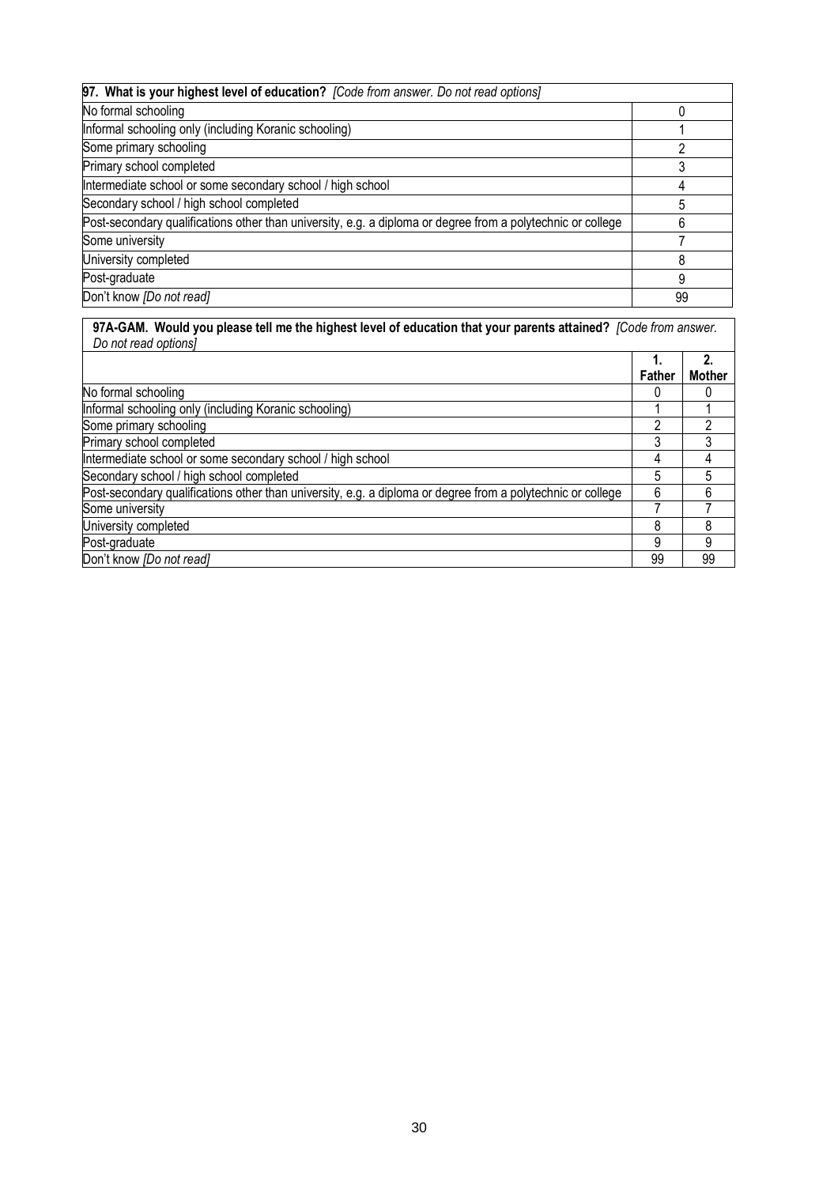| **97. What is your highest level of education?** *[Code from answer. Do not read options]* | |
|---|---|
| No formal schooling | 0 |
| Informal schooling only (including Koranic schooling) | 1 |
| Some primary schooling | 2 |
| Primary school completed | 3 |
| Intermediate school or some secondary school / high school | 4 |
| Secondary school / high school completed | 5 |
| Post-secondary qualifications other than university, e.g. a diploma or degree from a polytechnic or college | 6 |
| Some university | 7 |
| University completed | 8 |
| Post-graduate | 9 |
| Don't know *[Do not read]* | 99 |

**97A-GAM. Would you please tell me the highest level of education that your parents attained?** *[Code from answer. Do not read options]*

| | 1. Father | 2. Mother |
|---|---|---|
| No formal schooling | 0 | 0 |
| Informal schooling only (including Koranic schooling) | 1 | 1 |
| Some primary schooling | 2 | 2 |
| Primary school completed | 3 | 3 |
| Intermediate school or some secondary school / high school | 4 | 4 |
| Secondary school / high school completed | 5 | 5 |
| Post-secondary qualifications other than university, e.g. a diploma or degree from a polytechnic or college | 6 | 6 |
| Some university | 7 | 7 |
| University completed | 8 | 8 |
| Post-graduate | 9 | 9 |
| Don't know *[Do not read]* | 99 | 99 |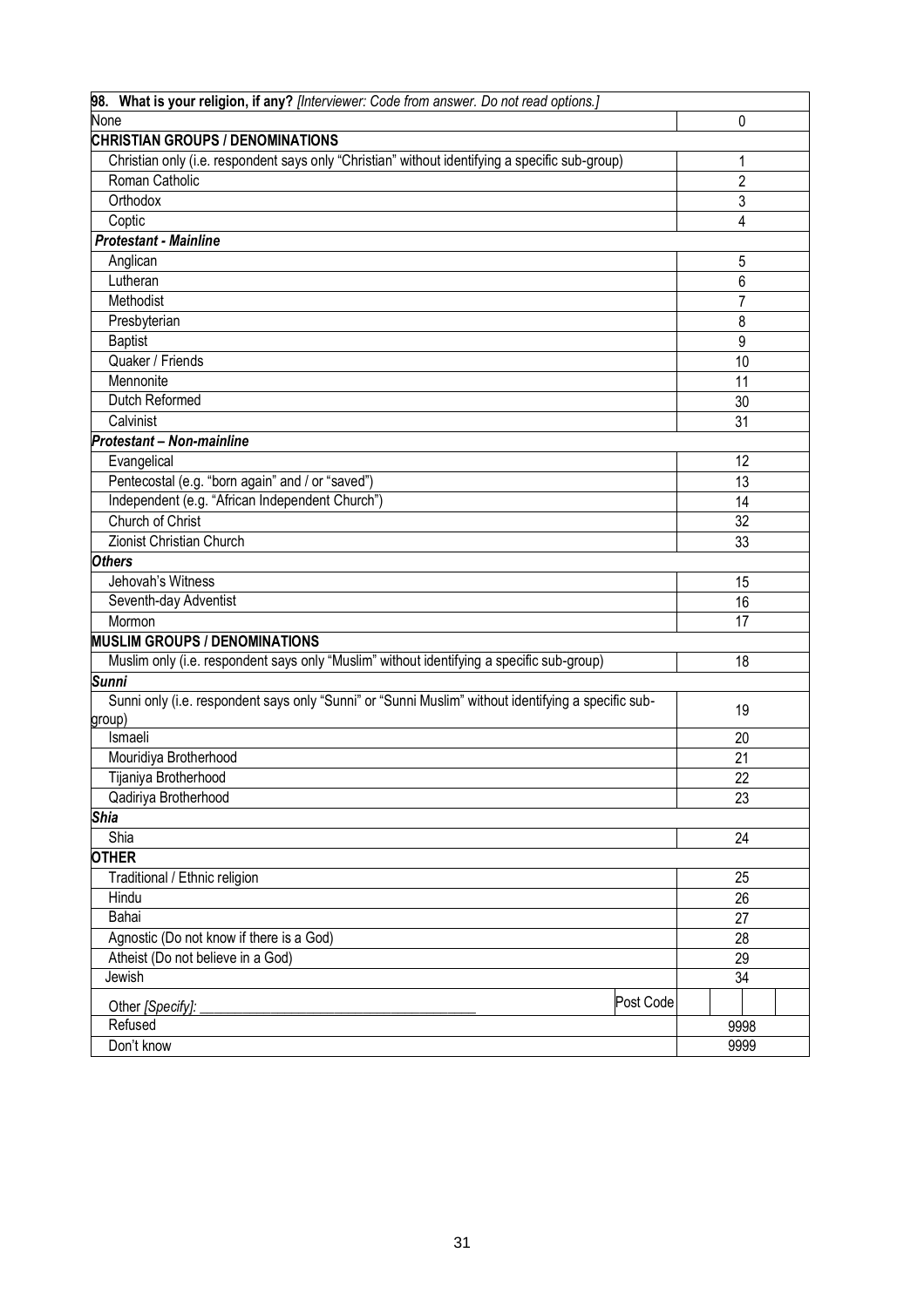| **98. What is your religion, if any?** *[Interviewer: Code from answer. Do not read options.]* | |
|---|---|
| None | 0 |
| **CHRISTIAN GROUPS / DENOMINATIONS** | |
| Christian only (i.e. respondent says only "Christian" without identifying a specific sub-group) | 1 |
| Roman Catholic | 2 |
| Orthodox | 3 |
| Coptic | 4 |
| ***Protestant - Mainline*** | |
| Anglican | 5 |
| Lutheran | 6 |
| Methodist | 7 |
| Presbyterian | 8 |
| Baptist | 9 |
| Quaker / Friends | 10 |
| Mennonite | 11 |
| Dutch Reformed | 30 |
| Calvinist | 31 |
| ***Protestant – Non-mainline*** | |
| Evangelical | 12 |
| Pentecostal (e.g. "born again" and / or "saved") | 13 |
| Independent (e.g. "African Independent Church") | 14 |
| Church of Christ | 32 |
| Zionist Christian Church | 33 |
| ***Others*** | |
| Jehovah's Witness | 15 |
| Seventh-day Adventist | 16 |
| Mormon | 17 |
| **MUSLIM GROUPS / DENOMINATIONS** | |
| Muslim only (i.e. respondent says only "Muslim" without identifying a specific sub-group) | 18 |
| ***Sunni*** | |
| Sunni only (i.e. respondent says only "Sunni" or "Sunni Muslim" without identifying a specific sub-group) | 19 |
| Ismaeli | 20 |
| Mouridiya Brotherhood | 21 |
| Tijaniya Brotherhood | 22 |
| Qadiriya Brotherhood | 23 |
| ***Shia*** | |
| Shia | 24 |
| **OTHER** | |
| Traditional / Ethnic religion | 25 |
| Hindu | 26 |
| Bahai | 27 |
| Agnostic (Do not know if there is a God) | 28 |
| Atheist (Do not believe in a God) | 29 |
| Jewish | 34 |
| Other *[Specify]:* ______________________ Post Code | |
| Refused | 9998 |
| Don't know | 9999 |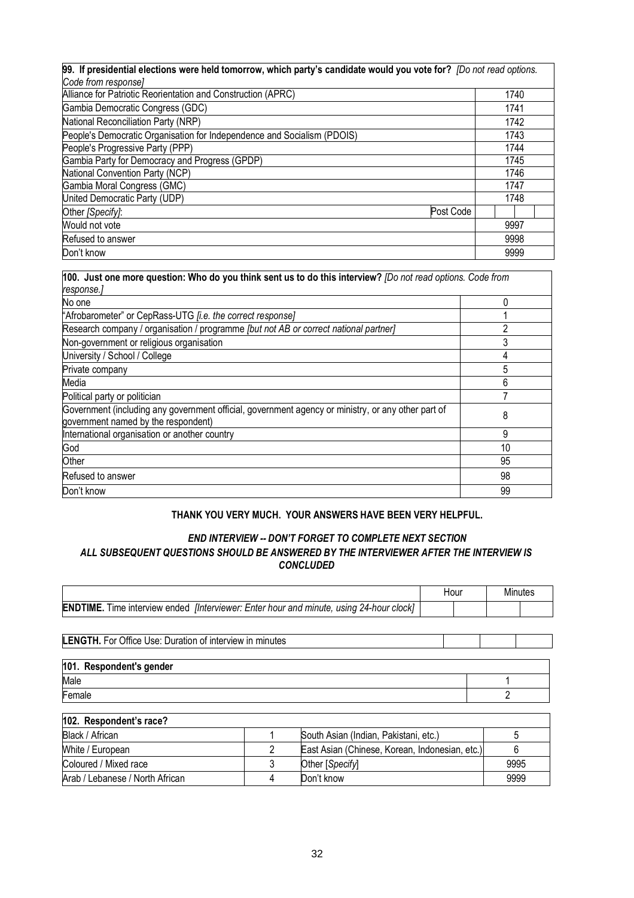| **99. If presidential elections were held tomorrow, which party's candidate would you vote for?** *[Do not read options. Code from response]* | | |
|---|---|---|
| Alliance for Patriotic Reorientation and Construction (APRC) | | 1740 |
| Gambia Democratic Congress (GDC) | | 1741 |
| National Reconciliation Party (NRP) | | 1742 |
| People's Democratic Organisation for Independence and Socialism (PDOIS) | | 1743 |
| People's Progressive Party (PPP) | | 1744 |
| Gambia Party for Democracy and Progress (GPDP) | | 1745 |
| National Convention Party (NCP) | | 1746 |
| Gambia Moral Congress (GMC) | | 1747 |
| United Democratic Party (UDP) | | 1748 |
| Other *[Specify]*: | Post Code | |
| Would not vote | | 9997 |
| Refused to answer | | 9998 |
| Don't know | | 9999 |

| **100. Just one more question: Who do you think sent us to do this interview?** *[Do not read options. Code from response.]* | |
|---|---|
| No one | 0 |
| "Afrobarometer" or CepRass-UTG *[i.e. the correct response]* | 1 |
| Research company / organisation / programme *[but not AB or correct national partner]* | 2 |
| Non-government or religious organisation | 3 |
| University / School / College | 4 |
| Private company | 5 |
| Media | 6 |
| Political party or politician | 7 |
| Government (including any government official, government agency or ministry, or any other part of government named by the respondent) | 8 |
| International organisation or another country | 9 |
| God | 10 |
| Other | 95 |
| Refused to answer | 98 |
| Don't know | 99 |

**THANK YOU VERY MUCH. YOUR ANSWERS HAVE BEEN VERY HELPFUL.**

***END INTERVIEW -- DON'T FORGET TO COMPLETE NEXT SECTION***
***ALL SUBSEQUENT QUESTIONS SHOULD BE ANSWERED BY THE INTERVIEWER AFTER THE INTERVIEW IS CONCLUDED***

| | Hour | | Minutes | |
|---|---|---|---|---|
| **ENDTIME.** Time interview ended *[Interviewer: Enter hour and minute, using 24-hour clock]* | | | | |

| **LENGTH.** For Office Use: Duration of interview in minutes | | | |
|---|---|---|---|

| **101. Respondent's gender** | |
|---|---|
| Male | 1 |
| Female | 2 |

| **102. Respondent's race?** | | | |
|---|---|---|---|
| Black / African | 1 | South Asian (Indian, Pakistani, etc.) | 5 |
| White / European | 2 | East Asian (Chinese, Korean, Indonesian, etc.) | 6 |
| Coloured / Mixed race | 3 | Other [*Specify*] | 9995 |
| Arab / Lebanese / North African | 4 | Don't know | 9999 |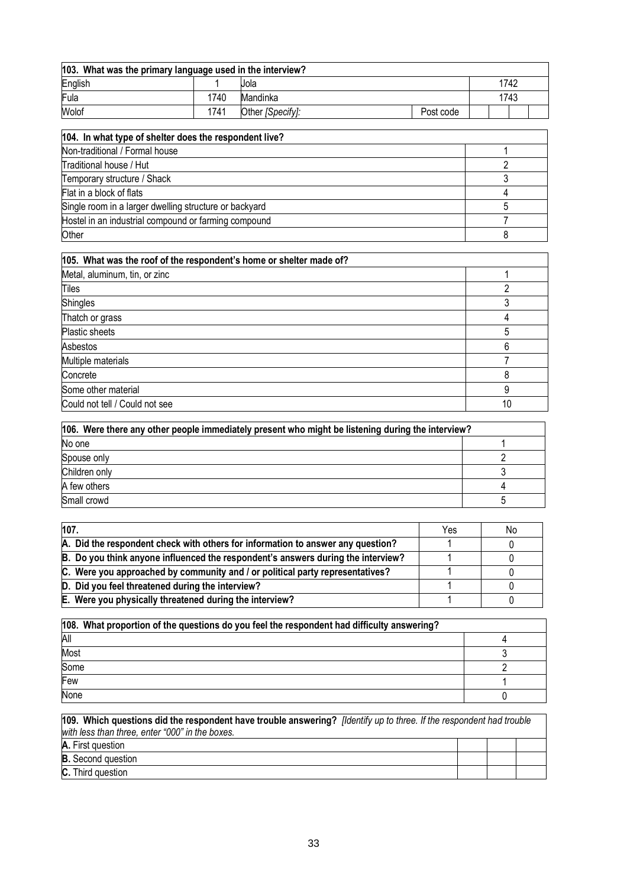| **103. What was the primary language used in the interview?** | | | | | | | |
|---|---|---|---|---|---|---|---|
| English | 1 | Jola | | 1742 | | | |
| Fula | 1740 | Mandinka | | 1743 | | | |
| Wolof | 1741 | Other *[Specify]:* | Post code | | | | |

| **104. In what type of shelter does the respondent live?** | |
|---|---|
| Non-traditional / Formal house | 1 |
| Traditional house / Hut | 2 |
| Temporary structure / Shack | 3 |
| Flat in a block of flats | 4 |
| Single room in a larger dwelling structure or backyard | 5 |
| Hostel in an industrial compound or farming compound | 7 |
| Other | 8 |

| **105. What was the roof of the respondent's home or shelter made of?** | |
|---|---|
| Metal, aluminum, tin, or zinc | 1 |
| Tiles | 2 |
| Shingles | 3 |
| Thatch or grass | 4 |
| Plastic sheets | 5 |
| Asbestos | 6 |
| Multiple materials | 7 |
| Concrete | 8 |
| Some other material | 9 |
| Could not tell / Could not see | 10 |

| **106. Were there any other people immediately present who might be listening during the interview?** | |
|---|---|
| No one | 1 |
| Spouse only | 2 |
| Children only | 3 |
| A few others | 4 |
| Small crowd | 5 |

| **107.** | Yes | No |
|---|---|---|
| **A. Did the respondent check with others for information to answer any question?** | 1 | 0 |
| **B. Do you think anyone influenced the respondent's answers during the interview?** | 1 | 0 |
| **C. Were you approached by community and / or political party representatives?** | 1 | 0 |
| **D. Did you feel threatened during the interview?** | 1 | 0 |
| **E. Were you physically threatened during the interview?** | 1 | 0 |

| **108. What proportion of the questions do you feel the respondent had difficulty answering?** | |
|---|---|
| All | 4 |
| Most | 3 |
| Some | 2 |
| Few | 1 |
| None | 0 |

| **109. Which questions did the respondent have trouble answering?** *[Identify up to three. If the respondent had trouble with less than three, enter "000" in the boxes.* | | | |
|---|---|---|---|
| **A.** First question | | | |
| **B.** Second question | | | |
| **C.** Third question | | | |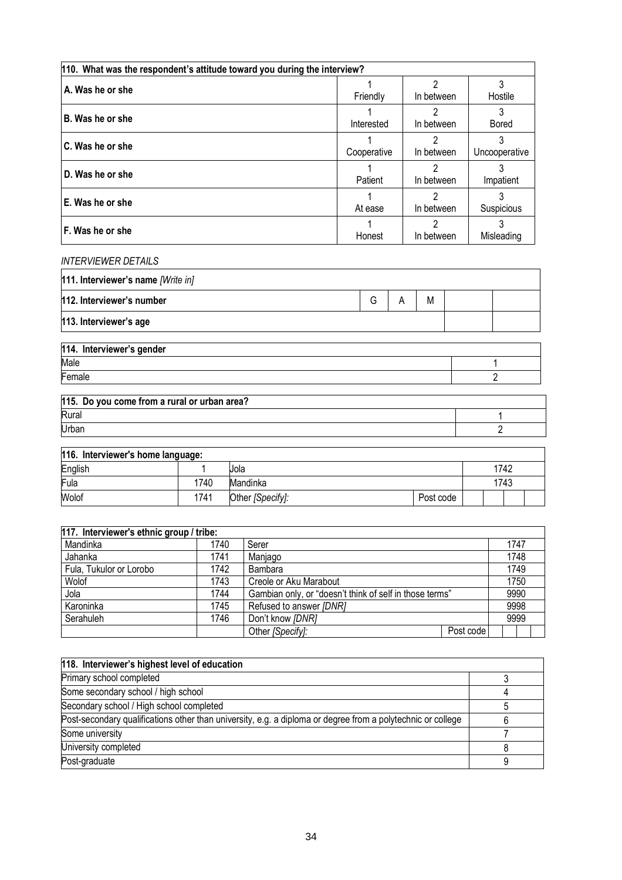| 110. What was the respondent's attitude toward you during the interview? | | | |
|---|---|---|---|
| A. Was he or she | 1<br>Friendly | 2<br>In between | 3<br>Hostile |
| B. Was he or she | 1<br>Interested | 2<br>In between | 3<br>Bored |
| C. Was he or she | 1<br>Cooperative | 2<br>In between | 3<br>Uncooperative |
| D. Was he or she | 1<br>Patient | 2<br>In between | 3<br>Impatient |
| E. Was he or she | 1<br>At ease | 2<br>In between | 3<br>Suspicious |
| F. Was he or she | 1<br>Honest | 2<br>In between | 3<br>Misleading |

*INTERVIEWER DETAILS*

| 111. Interviewer's name *[Write in]* | | | | | |
|---|---|---|---|---|---|
| **112. Interviewer's number** | G | A | M | | |
| **113. Interviewer's age** | | | | | |

| 114. Interviewer's gender | |
|---|---|
| Male | 1 |
| Female | 2 |

| 115. Do you come from a rural or urban area? | |
|---|---|
| Rural | 1 |
| Urban | 2 |

| 116. Interviewer's home language: | | | | |
|---|---|---|---|---|
| English | 1 | Jola | | 1742 |
| Fula | 1740 | Mandinka | | 1743 |
| Wolof | 1741 | Other *[Specify]:* | Post code | |

| 117. Interviewer's ethnic group / tribe: | | | | |
|---|---|---|---|---|
| Mandinka | 1740 | Serer | | 1747 |
| Jahanka | 1741 | Manjago | | 1748 |
| Fula, Tukulor or Lorobo | 1742 | Bambara | | 1749 |
| Wolof | 1743 | Creole or Aku Marabout | | 1750 |
| Jola | 1744 | Gambian only, or "doesn't think of self in those terms" | | 9990 |
| Karoninka | 1745 | Refused to answer *[DNR]* | | 9998 |
| Serahuleh | 1746 | Don't know *[DNR]* | | 9999 |
| | | Other *[Specify]:* | Post code | |

| 118. Interviewer's highest level of education | |
|---|---|
| Primary school completed | 3 |
| Some secondary school / high school | 4 |
| Secondary school / High school completed | 5 |
| Post-secondary qualifications other than university, e.g. a diploma or degree from a polytechnic or college | 6 |
| Some university | 7 |
| University completed | 8 |
| Post-graduate | 9 |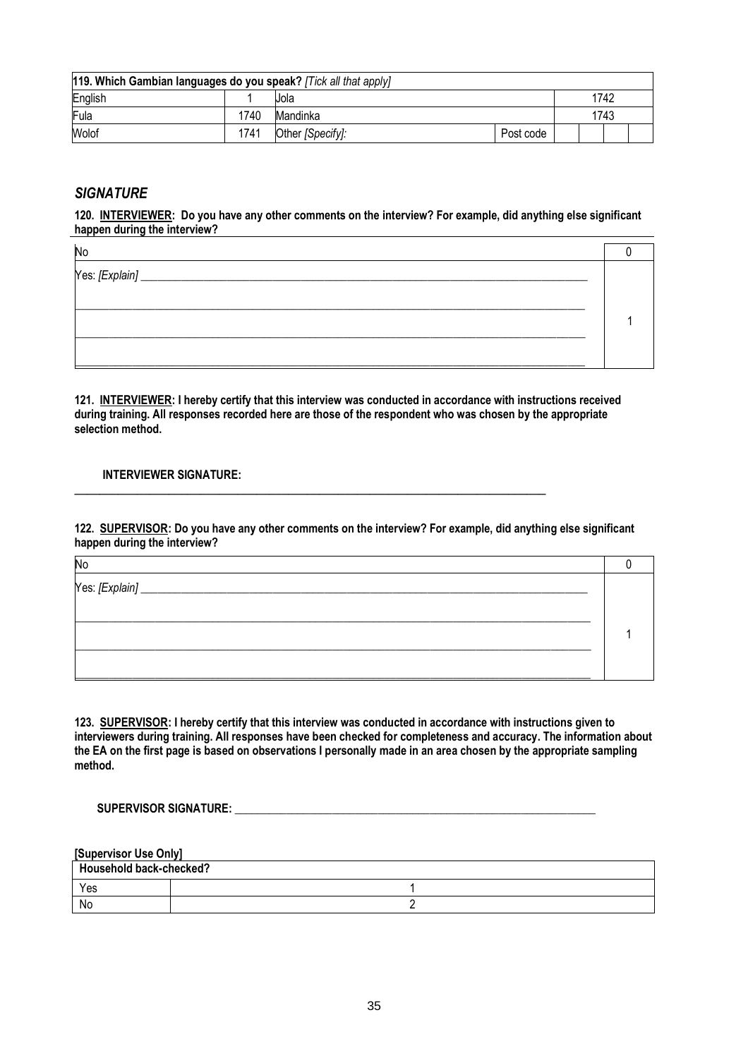| 119. Which Gambian languages do you speak? *[Tick all that apply]* | | | | | | | |
|---|---|---|---|---|---|---|---|
| English | 1 | Jola | | 1742 | | | |
| Fula | 1740 | Mandinka | | 1743 | | | |
| Wolof | 1741 | Other *[Specify]:* | Post code | | | | |

## *SIGNATURE*

**120. INTERVIEWER: Do you have any other comments on the interview? For example, did anything else significant happen during the interview?**

| | |
|---|---|
| No | 0 |
| Yes: *[Explain]* ______________________________________________ | 1 |

**121. INTERVIEWER: I hereby certify that this interview was conducted in accordance with instructions received during training. All responses recorded here are those of the respondent who was chosen by the appropriate selection method.**

**INTERVIEWER SIGNATURE:**
______________________________________________

**122. SUPERVISOR: Do you have any other comments on the interview? For example, did anything else significant happen during the interview?**

| | |
|---|---|
| No | 0 |
| Yes: *[Explain]* ______________________________________________ | 1 |

**123. SUPERVISOR: I hereby certify that this interview was conducted in accordance with instructions given to interviewers during training. All responses have been checked for completeness and accuracy. The information about the EA on the first page is based on observations I personally made in an area chosen by the appropriate sampling method.**

**SUPERVISOR SIGNATURE:** ______________________________________________

**[Supervisor Use Only]**

| Household back-checked? | |
|---|---|
| Yes | 1 |
| No | 2 |